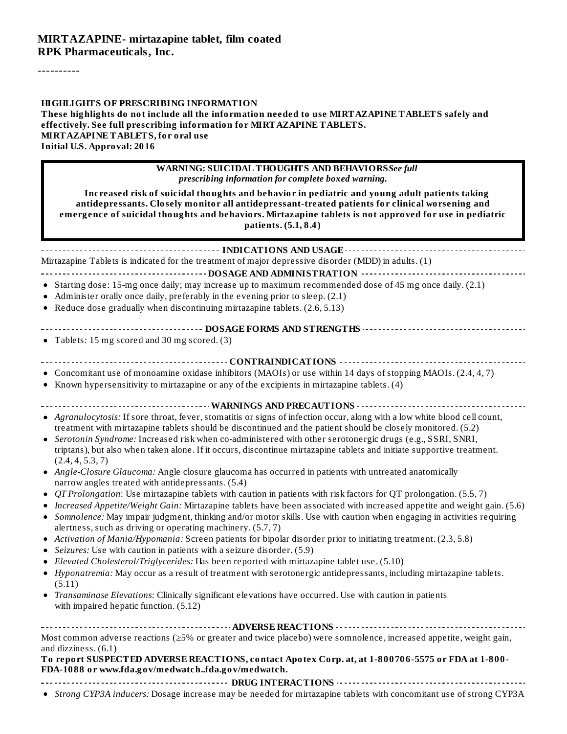**MIRTAZAPINE- mirtazapine tablet, film coated**
**RPK Pharmaceuticals, Inc.**

----------

**HIGHLIGHTS OF PRESCRIBING INFORMATION**
**These highlights do not include all the information needed to use MIRTAZAPINE TABLETS safely and effectively. See full prescribing information for MIRTAZAPINE TABLETS.**
**MIRTAZAPINE TABLETS, for oral use**
**Initial U.S. Approval: 2016**

> **WARNING: SUICIDAL THOUGHTS AND BEHAVIORS** *See full prescribing information for complete boxed warning.*
>
> **Increased risk of suicidal thoughts and behavior in pediatric and young adult patients taking antidepressants. Closely monitor all antidepressant-treated patients for clinical worsening and emergence of suicidal thoughts and behaviors. Mirtazapine tablets is not approved for use in pediatric patients. (5.1, 8.4)**

**INDICATIONS AND USAGE**

Mirtazapine Tablets is indicated for the treatment of major depressive disorder (MDD) in adults. (1)

**DOSAGE AND ADMINISTRATION**

- Starting dose: 15-mg once daily; may increase up to maximum recommended dose of 45 mg once daily. (2.1)
- Administer orally once daily, preferably in the evening prior to sleep. (2.1)
- Reduce dose gradually when discontinuing mirtazapine tablets. (2.6, 5.13)

**DOSAGE FORMS AND STRENGTHS**

- Tablets: 15 mg scored and 30 mg scored. (3)

**CONTRAINDICATIONS**

- Concomitant use of monoamine oxidase inhibitors (MAOIs) or use within 14 days of stopping MAOIs. (2.4, 4, 7)
- Known hypersensitivity to mirtazapine or any of the excipients in mirtazapine tablets. (4)

**WARNINGS AND PRECAUTIONS**

- *Agranulocytosis:* If sore throat, fever, stomatitis or signs of infection occur, along with a low white blood cell count, treatment with mirtazapine tablets should be discontinued and the patient should be closely monitored. (5.2)
- *Serotonin Syndrome:* Increased risk when co-administered with other serotonergic drugs (e.g., SSRI, SNRI, triptans), but also when taken alone. If it occurs, discontinue mirtazapine tablets and initiate supportive treatment. (2.4, 4, 5.3, 7)
- *Angle-Closure Glaucoma:* Angle closure glaucoma has occurred in patients with untreated anatomically narrow angles treated with antidepressants. (5.4)
- *QT Prolongation*: Use mirtazapine tablets with caution in patients with risk factors for QT prolongation. (5.5, 7)
- *Increased Appetite/Weight Gain:* Mirtazapine tablets have been associated with increased appetite and weight gain. (5.6)
- *Somnolence:* May impair judgment, thinking and/or motor skills. Use with caution when engaging in activities requiring alertness, such as driving or operating machinery. (5.7, 7)
- *Activation of Mania/Hypomania:* Screen patients for bipolar disorder prior to initiating treatment. (2.3, 5.8)
- *Seizures:* Use with caution in patients with a seizure disorder. (5.9)
- *Elevated Cholesterol/Triglycerides:* Has been reported with mirtazapine tablet use. (5.10)
- *Hyponatremia:* May occur as a result of treatment with serotonergic antidepressants, including mirtazapine tablets. (5.11)
- *Transaminase Elevations*: Clinically significant elevations have occurred. Use with caution in patients with impaired hepatic function. (5.12)

**ADVERSE REACTIONS**

Most common adverse reactions (≥5% or greater and twice placebo) were somnolence, increased appetite, weight gain, and dizziness. (6.1)

**To report SUSPECTED ADVERSE REACTIONS, contact Apotex Corp. at, at 1-800706-5575 or FDA at 1-800-FDA-1088 or www.fda.gov/medwatch..fda.gov/medwatch.**

**DRUG INTERACTIONS**

- *Strong CYP3A inducers:* Dosage increase may be needed for mirtazapine tablets with concomitant use of strong CYP3A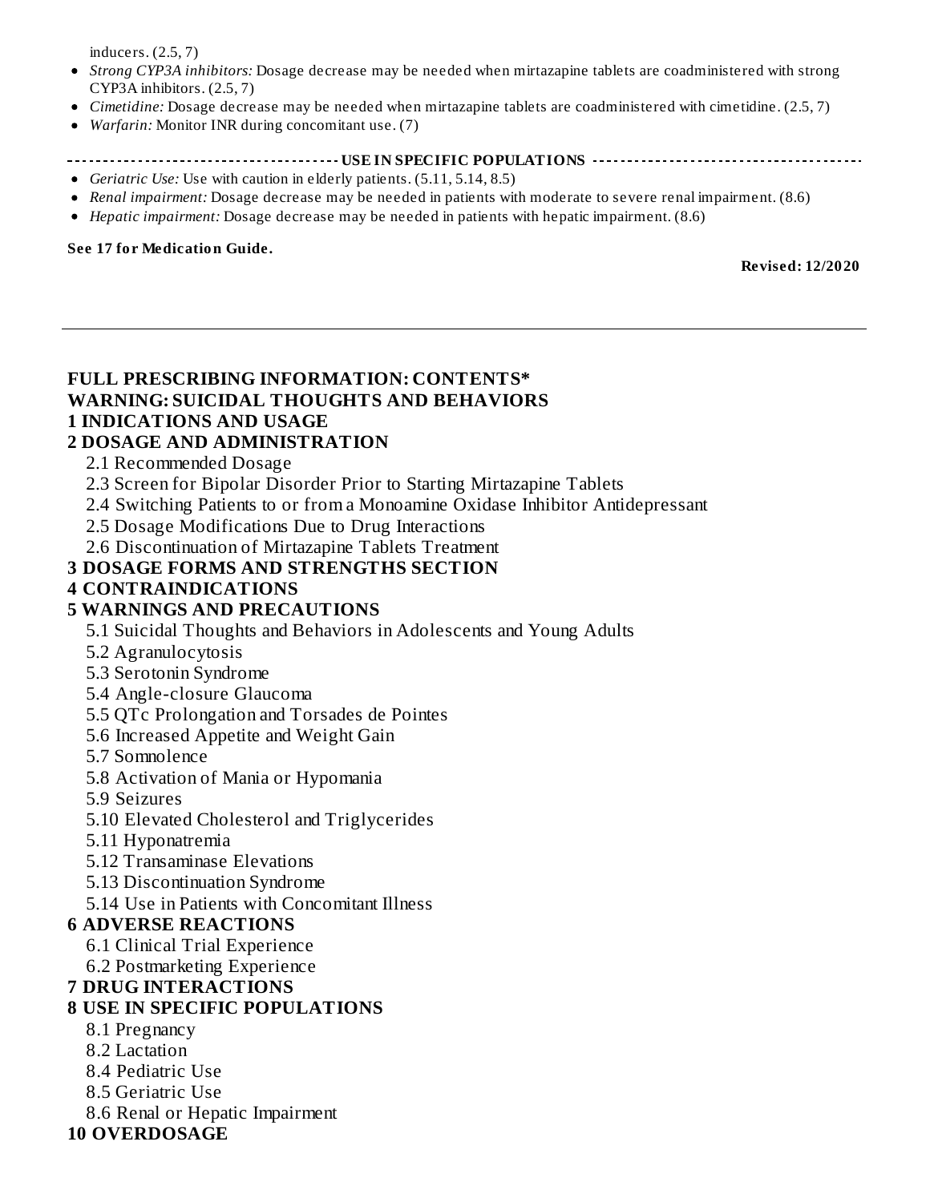inducers. (2.5, 7)

- *Strong CYP3A inhibitors:* Dosage decrease may be needed when mirtazapine tablets are coadministered with strong CYP3A inhibitors. (2.5, 7)
- *Cimetidine:* Dosage decrease may be needed when mirtazapine tablets are coadministered with cimetidine. (2.5, 7)
- *Warfarin:* Monitor INR during concomitant use. (7)

**USE IN SPECIFIC POPULATIONS**

- *Geriatric Use:* Use with caution in elderly patients. (5.11, 5.14, 8.5)
- *Renal impairment:* Dosage decrease may be needed in patients with moderate to severe renal impairment. (8.6)
- *Hepatic impairment:* Dosage decrease may be needed in patients with hepatic impairment. (8.6)

**See 17 for Medication Guide.**

**Revised: 12/2020**

---

**FULL PRESCRIBING INFORMATION: CONTENTS***

**WARNING: SUICIDAL THOUGHTS AND BEHAVIORS**

**1 INDICATIONS AND USAGE**

**2 DOSAGE AND ADMINISTRATION**

- 2.1 Recommended Dosage
- 2.3 Screen for Bipolar Disorder Prior to Starting Mirtazapine Tablets
- 2.4 Switching Patients to or from a Monoamine Oxidase Inhibitor Antidepressant
- 2.5 Dosage Modifications Due to Drug Interactions
- 2.6 Discontinuation of Mirtazapine Tablets Treatment

**3 DOSAGE FORMS AND STRENGTHS SECTION**

**4 CONTRAINDICATIONS**

**5 WARNINGS AND PRECAUTIONS**

- 5.1 Suicidal Thoughts and Behaviors in Adolescents and Young Adults
- 5.2 Agranulocytosis
- 5.3 Serotonin Syndrome
- 5.4 Angle-closure Glaucoma
- 5.5 QTc Prolongation and Torsades de Pointes
- 5.6 Increased Appetite and Weight Gain
- 5.7 Somnolence
- 5.8 Activation of Mania or Hypomania
- 5.9 Seizures
- 5.10 Elevated Cholesterol and Triglycerides
- 5.11 Hyponatremia
- 5.12 Transaminase Elevations
- 5.13 Discontinuation Syndrome
- 5.14 Use in Patients with Concomitant Illness

**6 ADVERSE REACTIONS**

- 6.1 Clinical Trial Experience
- 6.2 Postmarketing Experience

**7 DRUG INTERACTIONS**

**8 USE IN SPECIFIC POPULATIONS**

- 8.1 Pregnancy
- 8.2 Lactation
- 8.4 Pediatric Use
- 8.5 Geriatric Use
- 8.6 Renal or Hepatic Impairment

**10 OVERDOSAGE**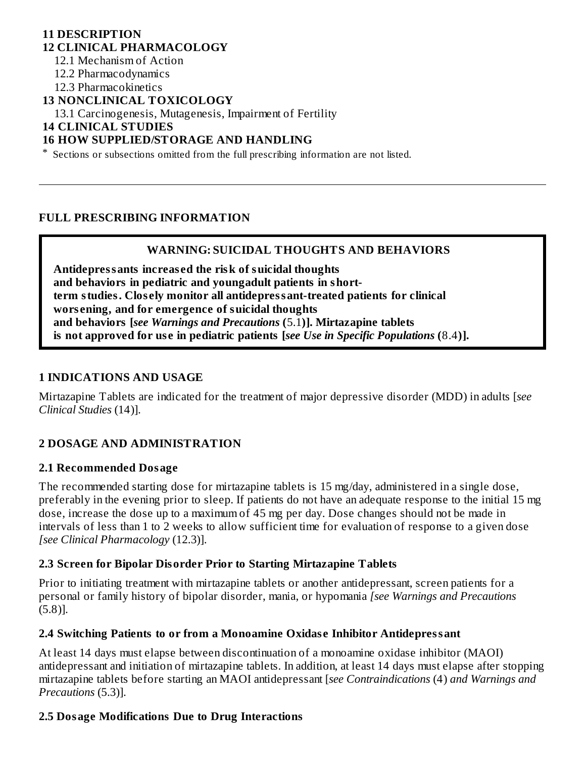**11 DESCRIPTION**
**12 CLINICAL PHARMACOLOGY**
   12.1 Mechanism of Action
   12.2 Pharmacodynamics
   12.3 Pharmacokinetics
**13 NONCLINICAL TOXICOLOGY**
   13.1 Carcinogenesis, Mutagenesis, Impairment of Fertility
**14 CLINICAL STUDIES**
**16 HOW SUPPLIED/STORAGE AND HANDLING**

* Sections or subsections omitted from the full prescribing information are not listed.

---

## FULL PRESCRIBING INFORMATION

**WARNING: SUICIDAL THOUGHTS AND BEHAVIORS**

**Antidepressants increased the risk of suicidal thoughts and behaviors in pediatric and youngadult patients in short-term studies. Closely monitor all antidepressant-treated patients for clinical worsening, and for emergence of suicidal thoughts and behaviors [*see Warnings and Precautions* (5.1)]. Mirtazapine tablets is not approved for use in pediatric patients [*see Use in Specific Populations* (8.4)].**

## 1 INDICATIONS AND USAGE

Mirtazapine Tablets are indicated for the treatment of major depressive disorder (MDD) in adults [*see Clinical Studies* (14)].

## 2 DOSAGE AND ADMINISTRATION

### 2.1 Recommended Dosage

The recommended starting dose for mirtazapine tablets is 15 mg/day, administered in a single dose, preferably in the evening prior to sleep. If patients do not have an adequate response to the initial 15 mg dose, increase the dose up to a maximum of 45 mg per day. Dose changes should not be made in intervals of less than 1 to 2 weeks to allow sufficient time for evaluation of response to a given dose *[see Clinical Pharmacology* (12.3)].

### 2.3 Screen for Bipolar Disorder Prior to Starting Mirtazapine Tablets

Prior to initiating treatment with mirtazapine tablets or another antidepressant, screen patients for a personal or family history of bipolar disorder, mania, or hypomania *[see Warnings and Precautions* (5.8)].

### 2.4 Switching Patients to or from a Monoamine Oxidase Inhibitor Antidepressant

At least 14 days must elapse between discontinuation of a monoamine oxidase inhibitor (MAOI) antidepressant and initiation of mirtazapine tablets. In addition, at least 14 days must elapse after stopping mirtazapine tablets before starting an MAOI antidepressant [*see Contraindications* (4) *and Warnings and Precautions* (5.3)].

### 2.5 Dosage Modifications Due to Drug Interactions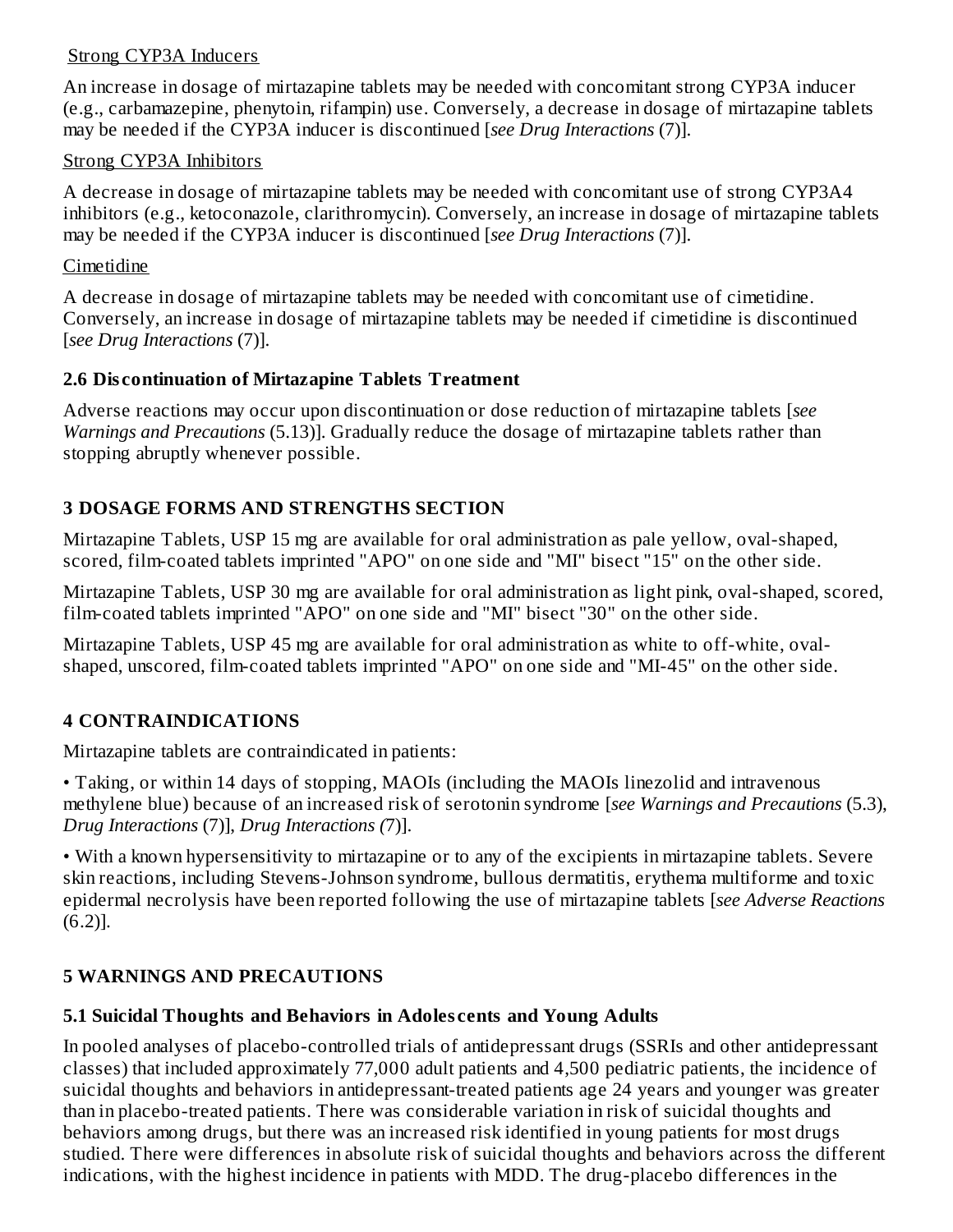Strong CYP3A Inducers

An increase in dosage of mirtazapine tablets may be needed with concomitant strong CYP3A inducer (e.g., carbamazepine, phenytoin, rifampin) use. Conversely, a decrease in dosage of mirtazapine tablets may be needed if the CYP3A inducer is discontinued [*see Drug Interactions* (7)].

Strong CYP3A Inhibitors

A decrease in dosage of mirtazapine tablets may be needed with concomitant use of strong CYP3A4 inhibitors (e.g., ketoconazole, clarithromycin). Conversely, an increase in dosage of mirtazapine tablets may be needed if the CYP3A inducer is discontinued [*see Drug Interactions* (7)].

Cimetidine

A decrease in dosage of mirtazapine tablets may be needed with concomitant use of cimetidine. Conversely, an increase in dosage of mirtazapine tablets may be needed if cimetidine is discontinued [*see Drug Interactions* (7)].

### 2.6 Discontinuation of Mirtazapine Tablets Treatment

Adverse reactions may occur upon discontinuation or dose reduction of mirtazapine tablets [*see Warnings and Precautions* (5.13)]. Gradually reduce the dosage of mirtazapine tablets rather than stopping abruptly whenever possible.

## 3 DOSAGE FORMS AND STRENGTHS SECTION

Mirtazapine Tablets, USP 15 mg are available for oral administration as pale yellow, oval-shaped, scored, film-coated tablets imprinted "APO" on one side and "MI" bisect "15" on the other side.

Mirtazapine Tablets, USP 30 mg are available for oral administration as light pink, oval-shaped, scored, film-coated tablets imprinted "APO" on one side and "MI" bisect "30" on the other side.

Mirtazapine Tablets, USP 45 mg are available for oral administration as white to off-white, oval-shaped, unscored, film-coated tablets imprinted "APO" on one side and "MI-45" on the other side.

## 4 CONTRAINDICATIONS

Mirtazapine tablets are contraindicated in patients:

• Taking, or within 14 days of stopping, MAOIs (including the MAOIs linezolid and intravenous methylene blue) because of an increased risk of serotonin syndrome [*see Warnings and Precautions* (5.3), *Drug Interactions* (7)], *Drug Interactions (*7)].

• With a known hypersensitivity to mirtazapine or to any of the excipients in mirtazapine tablets. Severe skin reactions, including Stevens-Johnson syndrome, bullous dermatitis, erythema multiforme and toxic epidermal necrolysis have been reported following the use of mirtazapine tablets [*see Adverse Reactions* (6.2)].

## 5 WARNINGS AND PRECAUTIONS

### 5.1 Suicidal Thoughts and Behaviors in Adolescents and Young Adults

In pooled analyses of placebo-controlled trials of antidepressant drugs (SSRIs and other antidepressant classes) that included approximately 77,000 adult patients and 4,500 pediatric patients, the incidence of suicidal thoughts and behaviors in antidepressant-treated patients age 24 years and younger was greater than in placebo-treated patients. There was considerable variation in risk of suicidal thoughts and behaviors among drugs, but there was an increased risk identified in young patients for most drugs studied. There were differences in absolute risk of suicidal thoughts and behaviors across the different indications, with the highest incidence in patients with MDD. The drug-placebo differences in the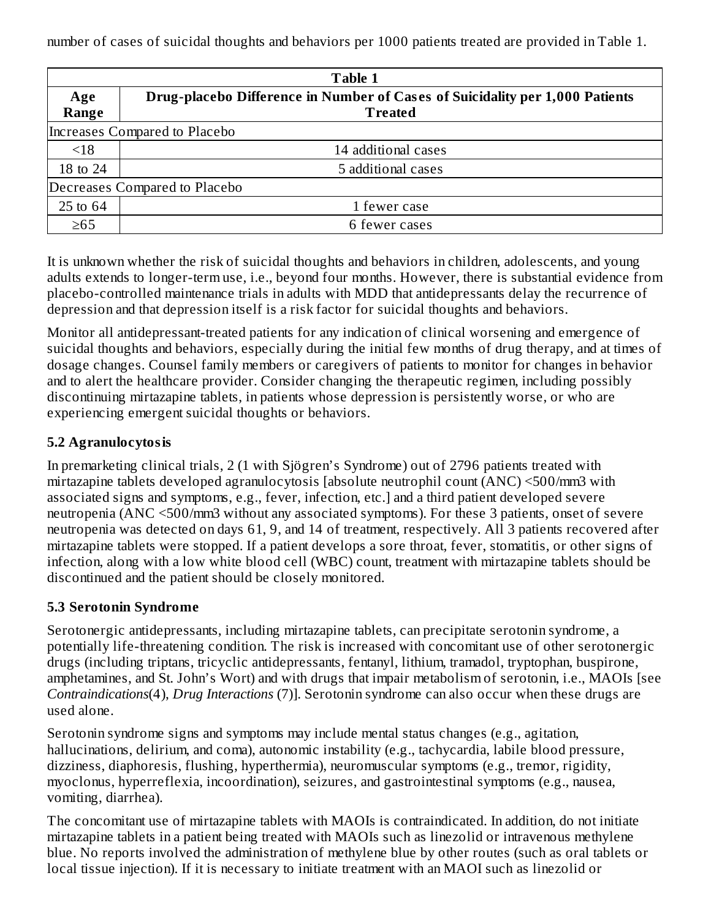number of cases of suicidal thoughts and behaviors per 1000 patients treated are provided in Table 1.

| Table 1 | |
|---|---|
| **Age Range** | **Drug-placebo Difference in Number of Cases of Suicidality per 1,000 Patients Treated** |
| Increases Compared to Placebo | |
| <18 | 14 additional cases |
| 18 to 24 | 5 additional cases |
| Decreases Compared to Placebo | |
| 25 to 64 | 1 fewer case |
| ≥65 | 6 fewer cases |

It is unknown whether the risk of suicidal thoughts and behaviors in children, adolescents, and young adults extends to longer-term use, i.e., beyond four months. However, there is substantial evidence from placebo-controlled maintenance trials in adults with MDD that antidepressants delay the recurrence of depression and that depression itself is a risk factor for suicidal thoughts and behaviors.

Monitor all antidepressant-treated patients for any indication of clinical worsening and emergence of suicidal thoughts and behaviors, especially during the initial few months of drug therapy, and at times of dosage changes. Counsel family members or caregivers of patients to monitor for changes in behavior and to alert the healthcare provider. Consider changing the therapeutic regimen, including possibly discontinuing mirtazapine tablets, in patients whose depression is persistently worse, or who are experiencing emergent suicidal thoughts or behaviors.

### 5.2 Agranulocytosis

In premarketing clinical trials, 2 (1 with Sjögren's Syndrome) out of 2796 patients treated with mirtazapine tablets developed agranulocytosis [absolute neutrophil count (ANC) <500/mm3 with associated signs and symptoms, e.g., fever, infection, etc.] and a third patient developed severe neutropenia (ANC <500/mm3 without any associated symptoms). For these 3 patients, onset of severe neutropenia was detected on days 61, 9, and 14 of treatment, respectively. All 3 patients recovered after mirtazapine tablets were stopped. If a patient develops a sore throat, fever, stomatitis, or other signs of infection, along with a low white blood cell (WBC) count, treatment with mirtazapine tablets should be discontinued and the patient should be closely monitored.

### 5.3 Serotonin Syndrome

Serotonergic antidepressants, including mirtazapine tablets, can precipitate serotonin syndrome, a potentially life-threatening condition. The risk is increased with concomitant use of other serotonergic drugs (including triptans, tricyclic antidepressants, fentanyl, lithium, tramadol, tryptophan, buspirone, amphetamines, and St. John's Wort) and with drugs that impair metabolism of serotonin, i.e., MAOIs [see *Contraindications*(4), *Drug Interactions* (7)]. Serotonin syndrome can also occur when these drugs are used alone.

Serotonin syndrome signs and symptoms may include mental status changes (e.g., agitation, hallucinations, delirium, and coma), autonomic instability (e.g., tachycardia, labile blood pressure, dizziness, diaphoresis, flushing, hyperthermia), neuromuscular symptoms (e.g., tremor, rigidity, myoclonus, hyperreflexia, incoordination), seizures, and gastrointestinal symptoms (e.g., nausea, vomiting, diarrhea).

The concomitant use of mirtazapine tablets with MAOIs is contraindicated. In addition, do not initiate mirtazapine tablets in a patient being treated with MAOIs such as linezolid or intravenous methylene blue. No reports involved the administration of methylene blue by other routes (such as oral tablets or local tissue injection). If it is necessary to initiate treatment with an MAOI such as linezolid or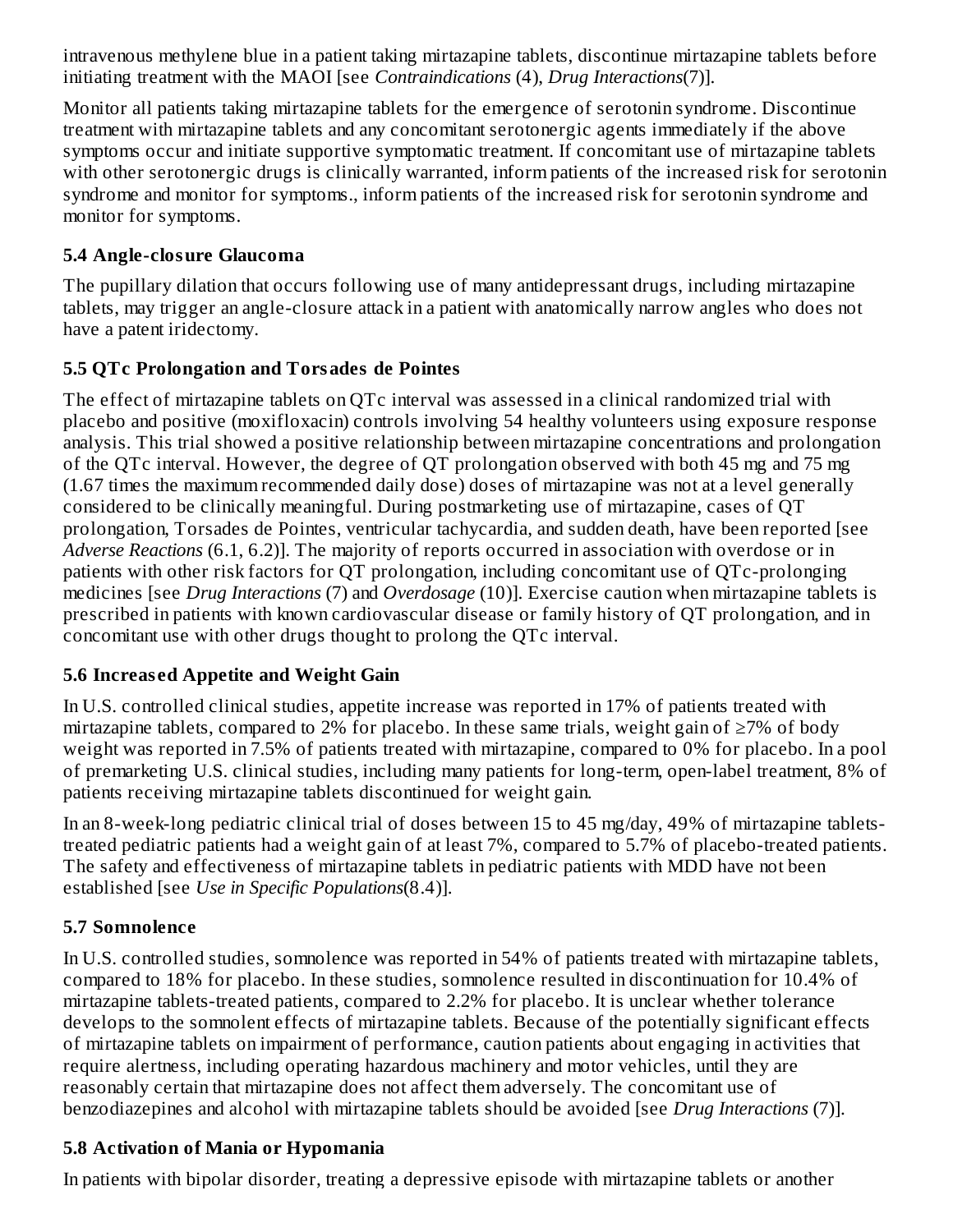intravenous methylene blue in a patient taking mirtazapine tablets, discontinue mirtazapine tablets before initiating treatment with the MAOI [see *Contraindications* (4), *Drug Interactions*(7)].

Monitor all patients taking mirtazapine tablets for the emergence of serotonin syndrome. Discontinue treatment with mirtazapine tablets and any concomitant serotonergic agents immediately if the above symptoms occur and initiate supportive symptomatic treatment. If concomitant use of mirtazapine tablets with other serotonergic drugs is clinically warranted, inform patients of the increased risk for serotonin syndrome and monitor for symptoms., inform patients of the increased risk for serotonin syndrome and monitor for symptoms.

### 5.4 Angle-closure Glaucoma

The pupillary dilation that occurs following use of many antidepressant drugs, including mirtazapine tablets, may trigger an angle-closure attack in a patient with anatomically narrow angles who does not have a patent iridectomy.

### 5.5 QTc Prolongation and Torsades de Pointes

The effect of mirtazapine tablets on QTc interval was assessed in a clinical randomized trial with placebo and positive (moxifloxacin) controls involving 54 healthy volunteers using exposure response analysis. This trial showed a positive relationship between mirtazapine concentrations and prolongation of the QTc interval. However, the degree of QT prolongation observed with both 45 mg and 75 mg (1.67 times the maximum recommended daily dose) doses of mirtazapine was not at a level generally considered to be clinically meaningful. During postmarketing use of mirtazapine, cases of QT prolongation, Torsades de Pointes, ventricular tachycardia, and sudden death, have been reported [see *Adverse Reactions* (6.1, 6.2)]. The majority of reports occurred in association with overdose or in patients with other risk factors for QT prolongation, including concomitant use of QTc-prolonging medicines [see *Drug Interactions* (7) and *Overdosage* (10)]. Exercise caution when mirtazapine tablets is prescribed in patients with known cardiovascular disease or family history of QT prolongation, and in concomitant use with other drugs thought to prolong the QTc interval.

### 5.6 Increased Appetite and Weight Gain

In U.S. controlled clinical studies, appetite increase was reported in 17% of patients treated with mirtazapine tablets, compared to 2% for placebo. In these same trials, weight gain of ≥7% of body weight was reported in 7.5% of patients treated with mirtazapine, compared to 0% for placebo. In a pool of premarketing U.S. clinical studies, including many patients for long-term, open-label treatment, 8% of patients receiving mirtazapine tablets discontinued for weight gain.

In an 8-week-long pediatric clinical trial of doses between 15 to 45 mg/day, 49% of mirtazapine tablets-treated pediatric patients had a weight gain of at least 7%, compared to 5.7% of placebo-treated patients. The safety and effectiveness of mirtazapine tablets in pediatric patients with MDD have not been established [see *Use in Specific Populations*(8.4)].

### 5.7 Somnolence

In U.S. controlled studies, somnolence was reported in 54% of patients treated with mirtazapine tablets, compared to 18% for placebo. In these studies, somnolence resulted in discontinuation for 10.4% of mirtazapine tablets-treated patients, compared to 2.2% for placebo. It is unclear whether tolerance develops to the somnolent effects of mirtazapine tablets. Because of the potentially significant effects of mirtazapine tablets on impairment of performance, caution patients about engaging in activities that require alertness, including operating hazardous machinery and motor vehicles, until they are reasonably certain that mirtazapine does not affect them adversely. The concomitant use of benzodiazepines and alcohol with mirtazapine tablets should be avoided [see *Drug Interactions* (7)].

### 5.8 Activation of Mania or Hypomania

In patients with bipolar disorder, treating a depressive episode with mirtazapine tablets or another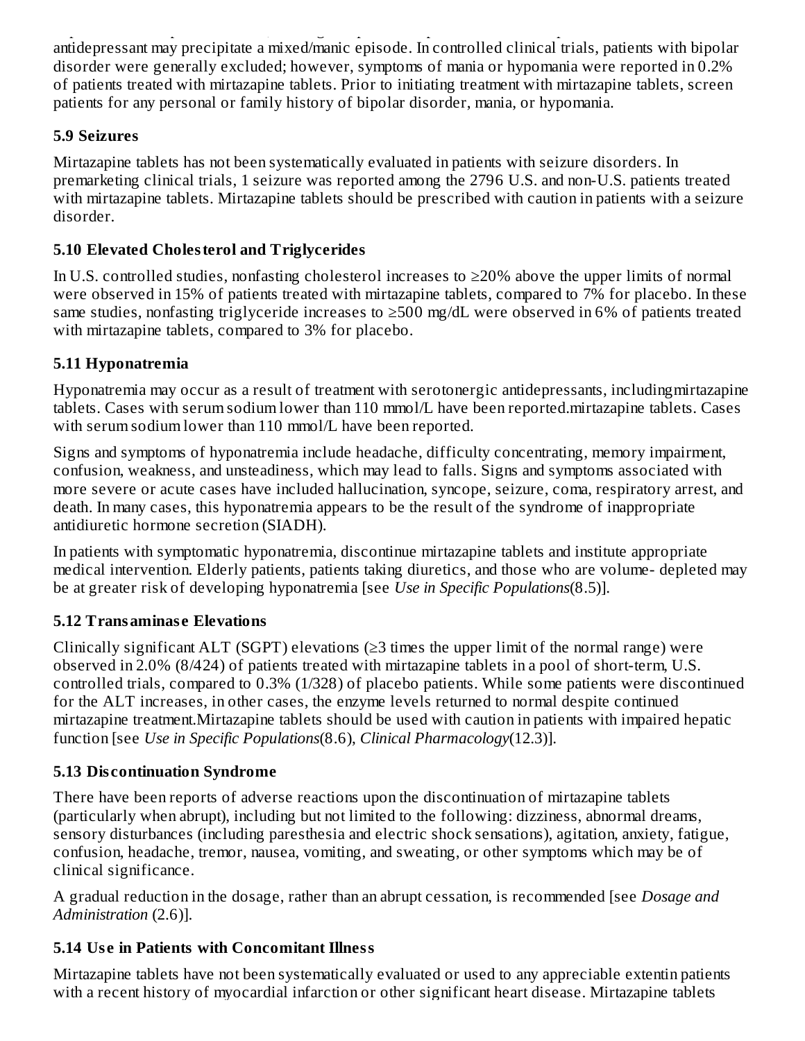antidepressant may precipitate a mixed/manic episode. In controlled clinical trials, patients with bipolar disorder were generally excluded; however, symptoms of mania or hypomania were reported in 0.2% of patients treated with mirtazapine tablets. Prior to initiating treatment with mirtazapine tablets, screen patients for any personal or family history of bipolar disorder, mania, or hypomania.

### 5.9 Seizures

Mirtazapine tablets has not been systematically evaluated in patients with seizure disorders. In premarketing clinical trials, 1 seizure was reported among the 2796 U.S. and non-U.S. patients treated with mirtazapine tablets. Mirtazapine tablets should be prescribed with caution in patients with a seizure disorder.

### 5.10 Elevated Cholesterol and Triglycerides

In U.S. controlled studies, nonfasting cholesterol increases to ≥20% above the upper limits of normal were observed in 15% of patients treated with mirtazapine tablets, compared to 7% for placebo. In these same studies, nonfasting triglyceride increases to ≥500 mg/dL were observed in 6% of patients treated with mirtazapine tablets, compared to 3% for placebo.

### 5.11 Hyponatremia

Hyponatremia may occur as a result of treatment with serotonergic antidepressants, includingmirtazapine tablets. Cases with serum sodium lower than 110 mmol/L have been reported.mirtazapine tablets. Cases with serum sodium lower than 110 mmol/L have been reported.

Signs and symptoms of hyponatremia include headache, difficulty concentrating, memory impairment, confusion, weakness, and unsteadiness, which may lead to falls. Signs and symptoms associated with more severe or acute cases have included hallucination, syncope, seizure, coma, respiratory arrest, and death. In many cases, this hyponatremia appears to be the result of the syndrome of inappropriate antidiuretic hormone secretion (SIADH).

In patients with symptomatic hyponatremia, discontinue mirtazapine tablets and institute appropriate medical intervention. Elderly patients, patients taking diuretics, and those who are volume- depleted may be at greater risk of developing hyponatremia [see *Use in Specific Populations*(8.5)].

### 5.12 Transaminase Elevations

Clinically significant ALT (SGPT) elevations (≥3 times the upper limit of the normal range) were observed in 2.0% (8/424) of patients treated with mirtazapine tablets in a pool of short-term, U.S. controlled trials, compared to 0.3% (1/328) of placebo patients. While some patients were discontinued for the ALT increases, in other cases, the enzyme levels returned to normal despite continued mirtazapine treatment.Mirtazapine tablets should be used with caution in patients with impaired hepatic function [see *Use in Specific Populations*(8.6), *Clinical Pharmacology*(12.3)].

### 5.13 Discontinuation Syndrome

There have been reports of adverse reactions upon the discontinuation of mirtazapine tablets (particularly when abrupt), including but not limited to the following: dizziness, abnormal dreams, sensory disturbances (including paresthesia and electric shock sensations), agitation, anxiety, fatigue, confusion, headache, tremor, nausea, vomiting, and sweating, or other symptoms which may be of clinical significance.

A gradual reduction in the dosage, rather than an abrupt cessation, is recommended [see *Dosage and Administration* (2.6)].

### 5.14 Use in Patients with Concomitant Illness

Mirtazapine tablets have not been systematically evaluated or used to any appreciable extentin patients with a recent history of myocardial infarction or other significant heart disease. Mirtazapine tablets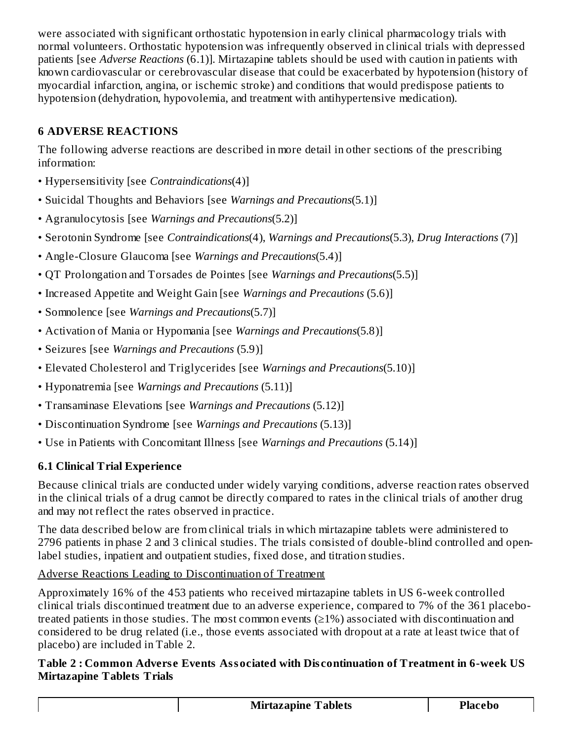were associated with significant orthostatic hypotension in early clinical pharmacology trials with normal volunteers. Orthostatic hypotension was infrequently observed in clinical trials with depressed patients [see *Adverse Reactions* (6.1)]. Mirtazapine tablets should be used with caution in patients with known cardiovascular or cerebrovascular disease that could be exacerbated by hypotension (history of myocardial infarction, angina, or ischemic stroke) and conditions that would predispose patients to hypotension (dehydration, hypovolemia, and treatment with antihypertensive medication).

## 6 ADVERSE REACTIONS

The following adverse reactions are described in more detail in other sections of the prescribing information:

- Hypersensitivity [see *Contraindications*(4)]
- Suicidal Thoughts and Behaviors [see *Warnings and Precautions*(5.1)]
- Agranulocytosis [see *Warnings and Precautions*(5.2)]
- Serotonin Syndrome [see *Contraindications*(4), *Warnings and Precautions*(5.3), *Drug Interactions* (7)]
- Angle-Closure Glaucoma [see *Warnings and Precautions*(5.4)]
- QT Prolongation and Torsades de Pointes [see *Warnings and Precautions*(5.5)]
- Increased Appetite and Weight Gain [see *Warnings and Precautions* (5.6)]
- Somnolence [see *Warnings and Precautions*(5.7)]
- Activation of Mania or Hypomania [see *Warnings and Precautions*(5.8)]
- Seizures [see *Warnings and Precautions* (5.9)]
- Elevated Cholesterol and Triglycerides [see *Warnings and Precautions*(5.10)]
- Hyponatremia [see *Warnings and Precautions* (5.11)]
- Transaminase Elevations [see *Warnings and Precautions* (5.12)]
- Discontinuation Syndrome [see *Warnings and Precautions* (5.13)]
- Use in Patients with Concomitant Illness [see *Warnings and Precautions* (5.14)]

### 6.1 Clinical Trial Experience

Because clinical trials are conducted under widely varying conditions, adverse reaction rates observed in the clinical trials of a drug cannot be directly compared to rates in the clinical trials of another drug and may not reflect the rates observed in practice.

The data described below are from clinical trials in which mirtazapine tablets were administered to 2796 patients in phase 2 and 3 clinical studies. The trials consisted of double-blind controlled and open-label studies, inpatient and outpatient studies, fixed dose, and titration studies.

Adverse Reactions Leading to Discontinuation of Treatment

Approximately 16% of the 453 patients who received mirtazapine tablets in US 6-week controlled clinical trials discontinued treatment due to an adverse experience, compared to 7% of the 361 placebo-treated patients in those studies. The most common events (≥1%) associated with discontinuation and considered to be drug related (i.e., those events associated with dropout at a rate at least twice that of placebo) are included in Table 2.

**Table 2 : Common Adverse Events Associated with Discontinuation of Treatment in 6-week US Mirtazapine Tablets Trials**

| | Mirtazapine Tablets | Placebo |
|---|---|---|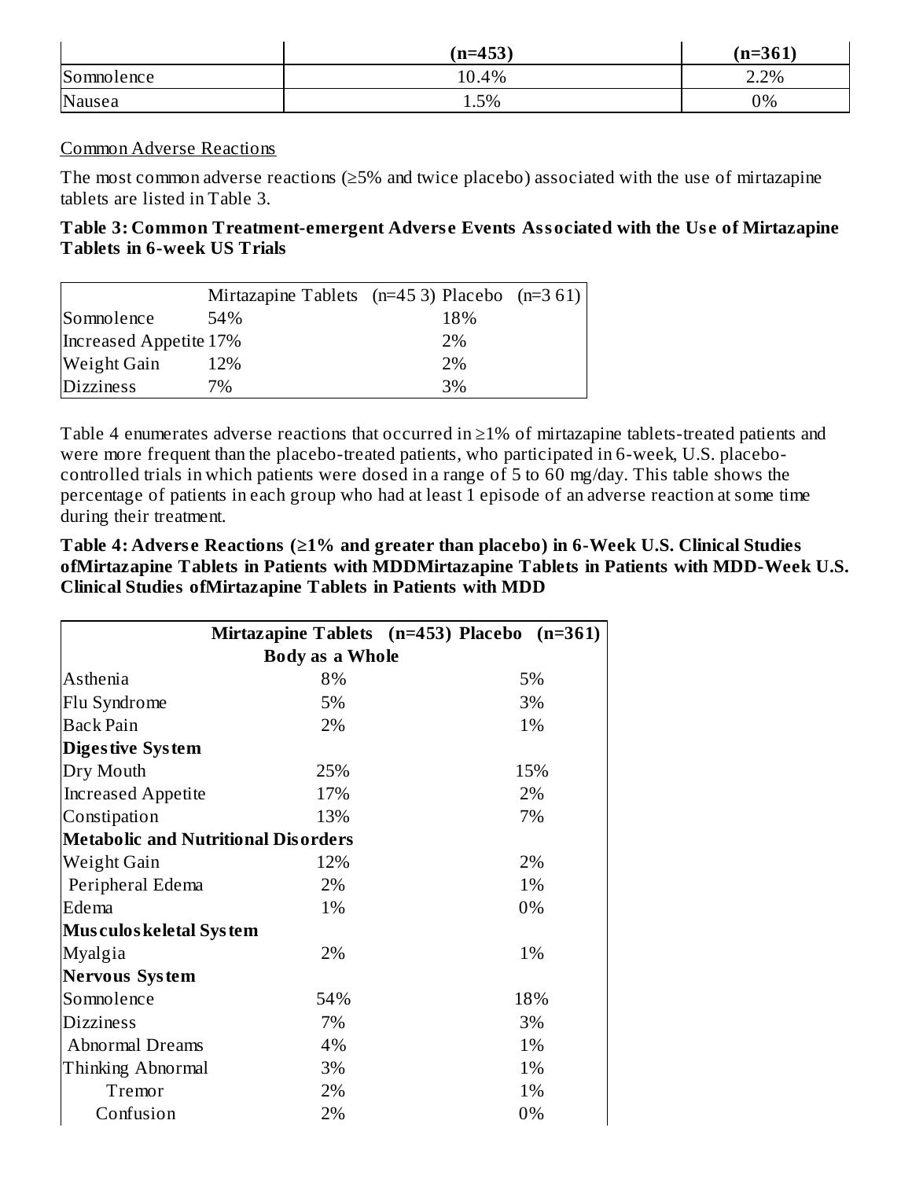| | (n=453) | (n=361) |
|---|---|---|
| Somnolence | 10.4% | 2.2% |
| Nausea | 1.5% | 0% |

Common Adverse Reactions

The most common adverse reactions (≥5% and twice placebo) associated with the use of mirtazapine tablets are listed in Table 3.

**Table 3: Common Treatment-emergent Adverse Events Associated with the Use of Mirtazapine Tablets in 6-week US Trials**

| | Mirtazapine Tablets (n=45 3) | Placebo (n=3 61) |
|---|---|---|
| Somnolence | 54% | 18% |
| Increased Appetite | 17% | 2% |
| Weight Gain | 12% | 2% |
| Dizziness | 7% | 3% |

Table 4 enumerates adverse reactions that occurred in ≥1% of mirtazapine tablets-treated patients and were more frequent than the placebo-treated patients, who participated in 6-week, U.S. placebo-controlled trials in which patients were dosed in a range of 5 to 60 mg/day. This table shows the percentage of patients in each group who had at least 1 episode of an adverse reaction at some time during their treatment.

**Table 4: Adverse Reactions (≥1% and greater than placebo) in 6-Week U.S. Clinical Studies ofMirtazapine Tablets in Patients with MDDMirtazapine Tablets in Patients with MDD-Week U.S. Clinical Studies ofMirtazapine Tablets in Patients with MDD**

| | **Mirtazapine Tablets (n=453)** | **Placebo (n=361)** |
|---|---|---|
| | **Body as a Whole** | |
| Asthenia | 8% | 5% |
| Flu Syndrome | 5% | 3% |
| Back Pain | 2% | 1% |
| **Digestive System** | | |
| Dry Mouth | 25% | 15% |
| Increased Appetite | 17% | 2% |
| Constipation | 13% | 7% |
| **Metabolic and Nutritional Disorders** | | |
| Weight Gain | 12% | 2% |
| Peripheral Edema | 2% | 1% |
| Edema | 1% | 0% |
| **Musculoskeletal System** | | |
| Myalgia | 2% | 1% |
| **Nervous System** | | |
| Somnolence | 54% | 18% |
| Dizziness | 7% | 3% |
| Abnormal Dreams | 4% | 1% |
| Thinking Abnormal | 3% | 1% |
| Tremor | 2% | 1% |
| Confusion | 2% | 0% |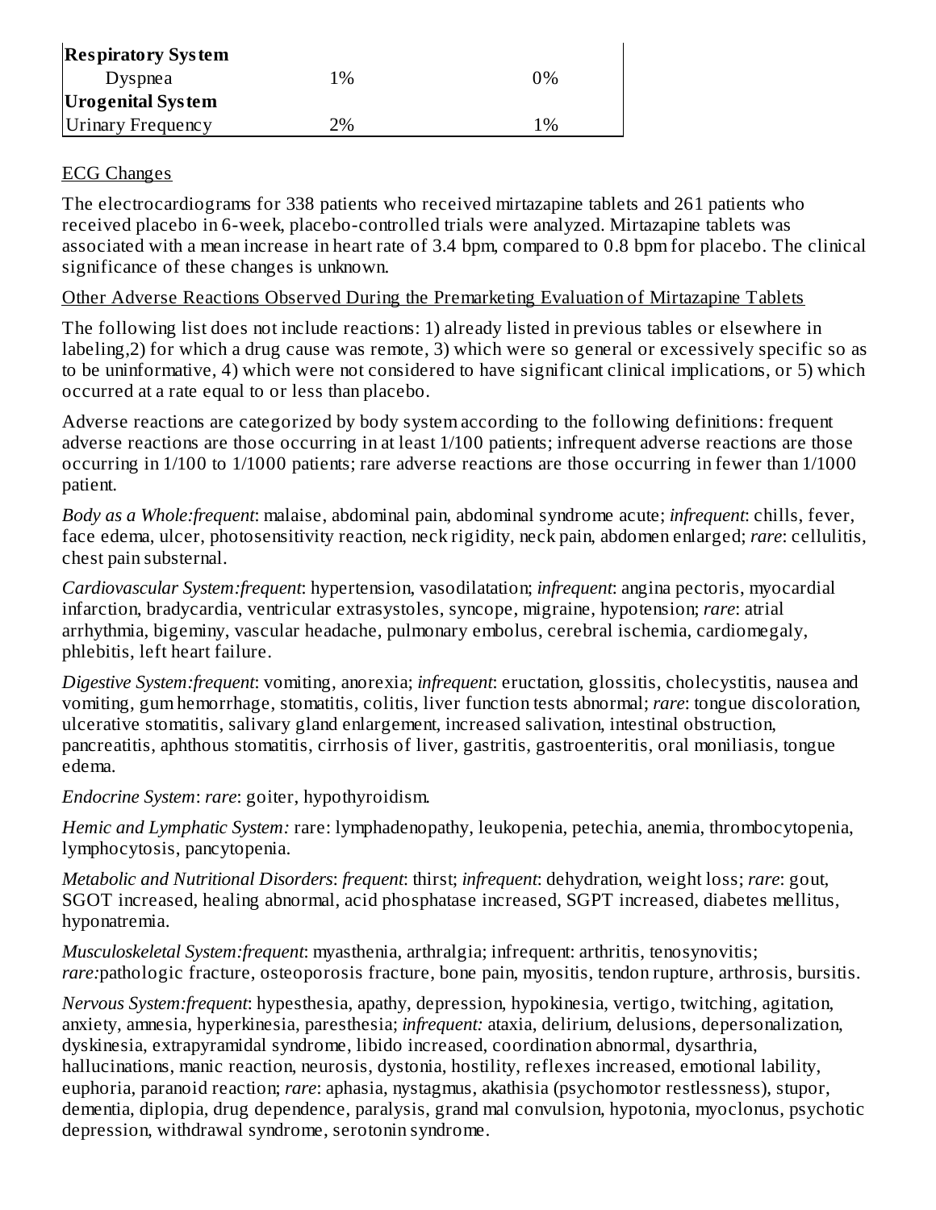| | | |
|---|---|---|
| **Respiratory System** | | |
| Dyspnea | 1% | 0% |
| **Urogenital System** | | |
| Urinary Frequency | 2% | 1% |

ECG Changes

The electrocardiograms for 338 patients who received mirtazapine tablets and 261 patients who received placebo in 6-week, placebo-controlled trials were analyzed. Mirtazapine tablets was associated with a mean increase in heart rate of 3.4 bpm, compared to 0.8 bpm for placebo. The clinical significance of these changes is unknown.

Other Adverse Reactions Observed During the Premarketing Evaluation of Mirtazapine Tablets

The following list does not include reactions: 1) already listed in previous tables or elsewhere in labeling,2) for which a drug cause was remote, 3) which were so general or excessively specific so as to be uninformative, 4) which were not considered to have significant clinical implications, or 5) which occurred at a rate equal to or less than placebo.

Adverse reactions are categorized by body system according to the following definitions: frequent adverse reactions are those occurring in at least 1/100 patients; infrequent adverse reactions are those occurring in 1/100 to 1/1000 patients; rare adverse reactions are those occurring in fewer than 1/1000 patient.

*Body as a Whole:frequent*: malaise, abdominal pain, abdominal syndrome acute; *infrequent*: chills, fever, face edema, ulcer, photosensitivity reaction, neck rigidity, neck pain, abdomen enlarged; *rare*: cellulitis, chest pain substernal.

*Cardiovascular System:frequent*: hypertension, vasodilatation; *infrequent*: angina pectoris, myocardial infarction, bradycardia, ventricular extrasystoles, syncope, migraine, hypotension; *rare*: atrial arrhythmia, bigeminy, vascular headache, pulmonary embolus, cerebral ischemia, cardiomegaly, phlebitis, left heart failure.

*Digestive System:frequent*: vomiting, anorexia; *infrequent*: eructation, glossitis, cholecystitis, nausea and vomiting, gum hemorrhage, stomatitis, colitis, liver function tests abnormal; *rare*: tongue discoloration, ulcerative stomatitis, salivary gland enlargement, increased salivation, intestinal obstruction, pancreatitis, aphthous stomatitis, cirrhosis of liver, gastritis, gastroenteritis, oral moniliasis, tongue edema.

*Endocrine System*: *rare*: goiter, hypothyroidism.

*Hemic and Lymphatic System:* rare: lymphadenopathy, leukopenia, petechia, anemia, thrombocytopenia, lymphocytosis, pancytopenia.

*Metabolic and Nutritional Disorders*: *frequent*: thirst; *infrequent*: dehydration, weight loss; *rare*: gout, SGOT increased, healing abnormal, acid phosphatase increased, SGPT increased, diabetes mellitus, hyponatremia.

*Musculoskeletal System:frequent*: myasthenia, arthralgia; infrequent: arthritis, tenosynovitis; *rare:*pathologic fracture, osteoporosis fracture, bone pain, myositis, tendon rupture, arthrosis, bursitis.

*Nervous System:frequent*: hypesthesia, apathy, depression, hypokinesia, vertigo, twitching, agitation, anxiety, amnesia, hyperkinesia, paresthesia; *infrequent:* ataxia, delirium, delusions, depersonalization, dyskinesia, extrapyramidal syndrome, libido increased, coordination abnormal, dysarthria, hallucinations, manic reaction, neurosis, dystonia, hostility, reflexes increased, emotional lability, euphoria, paranoid reaction; *rare*: aphasia, nystagmus, akathisia (psychomotor restlessness), stupor, dementia, diplopia, drug dependence, paralysis, grand mal convulsion, hypotonia, myoclonus, psychotic depression, withdrawal syndrome, serotonin syndrome.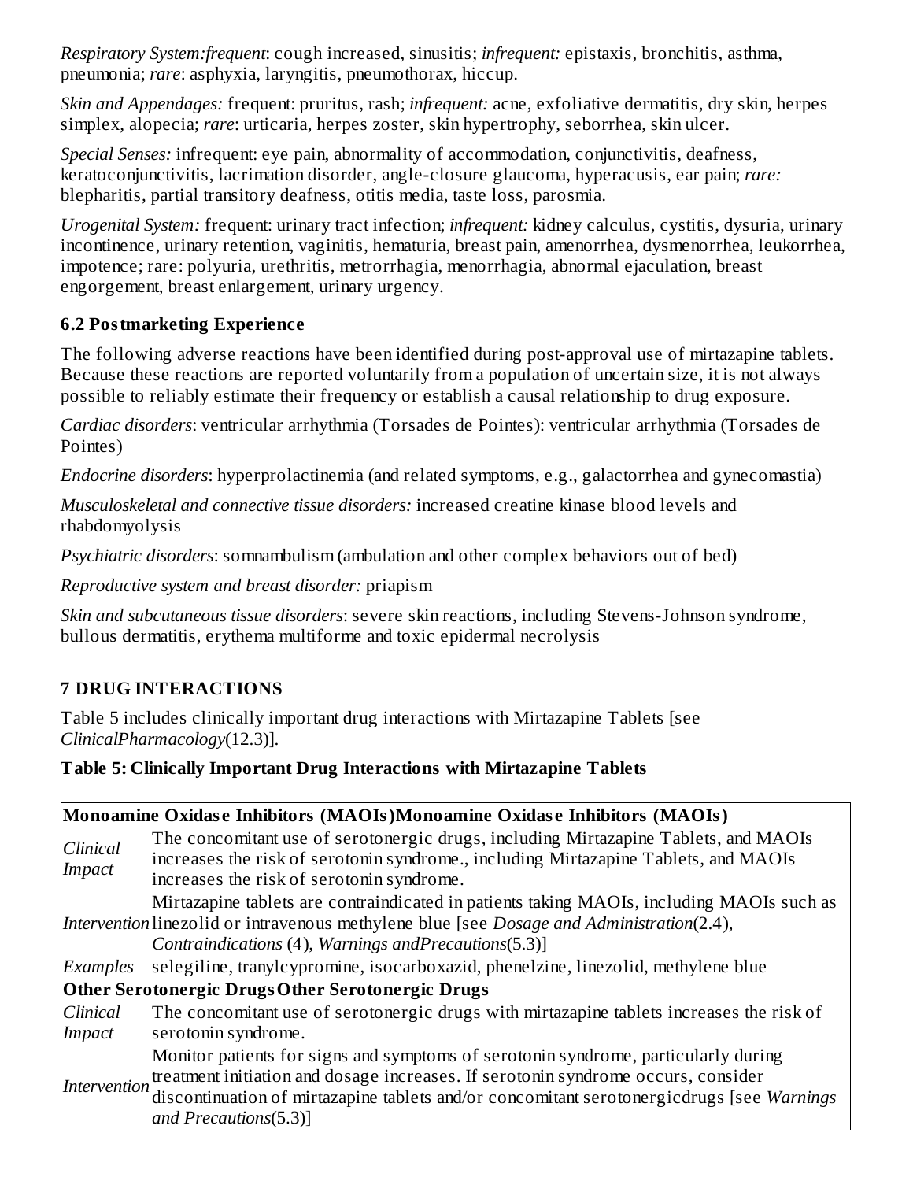*Respiratory System:frequent*: cough increased, sinusitis; *infrequent:* epistaxis, bronchitis, asthma, pneumonia; *rare*: asphyxia, laryngitis, pneumothorax, hiccup.

*Skin and Appendages:* frequent: pruritus, rash; *infrequent:* acne, exfoliative dermatitis, dry skin, herpes simplex, alopecia; *rare*: urticaria, herpes zoster, skin hypertrophy, seborrhea, skin ulcer.

*Special Senses:* infrequent: eye pain, abnormality of accommodation, conjunctivitis, deafness, keratoconjunctivitis, lacrimation disorder, angle-closure glaucoma, hyperacusis, ear pain; *rare:* blepharitis, partial transitory deafness, otitis media, taste loss, parosmia.

*Urogenital System:* frequent: urinary tract infection; *infrequent:* kidney calculus, cystitis, dysuria, urinary incontinence, urinary retention, vaginitis, hematuria, breast pain, amenorrhea, dysmenorrhea, leukorrhea, impotence; rare: polyuria, urethritis, metrorrhagia, menorrhagia, abnormal ejaculation, breast engorgement, breast enlargement, urinary urgency.

### 6.2 Postmarketing Experience

The following adverse reactions have been identified during post-approval use of mirtazapine tablets. Because these reactions are reported voluntarily from a population of uncertain size, it is not always possible to reliably estimate their frequency or establish a causal relationship to drug exposure.

*Cardiac disorders*: ventricular arrhythmia (Torsades de Pointes): ventricular arrhythmia (Torsades de Pointes)

*Endocrine disorders*: hyperprolactinemia (and related symptoms, e.g., galactorrhea and gynecomastia)

*Musculoskeletal and connective tissue disorders:* increased creatine kinase blood levels and rhabdomyolysis

*Psychiatric disorders*: somnambulism (ambulation and other complex behaviors out of bed)

*Reproductive system and breast disorder:* priapism

*Skin and subcutaneous tissue disorders*: severe skin reactions, including Stevens-Johnson syndrome, bullous dermatitis, erythema multiforme and toxic epidermal necrolysis

## 7 DRUG INTERACTIONS

Table 5 includes clinically important drug interactions with Mirtazapine Tablets [see *ClinicalPharmacology*(12.3)].

**Table 5: Clinically Important Drug Interactions with Mirtazapine Tablets**

| **Monoamine Oxidase Inhibitors (MAOIs)Monoamine Oxidase Inhibitors (MAOIs)** | |
|---|---|
| *Clinical Impact* | The concomitant use of serotonergic drugs, including Mirtazapine Tablets, and MAOIs increases the risk of serotonin syndrome., including Mirtazapine Tablets, and MAOIs increases the risk of serotonin syndrome. |
| *Intervention* | Mirtazapine tablets are contraindicated in patients taking MAOIs, including MAOIs such as linezolid or intravenous methylene blue [see *Dosage and Administration*(2.4), *Contraindications* (4), *Warnings andPrecautions*(5.3)] |
| *Examples* | selegiline, tranylcypromine, isocarboxazid, phenelzine, linezolid, methylene blue |
| **Other Serotonergic DrugsOther Serotonergic Drugs** | |
| *Clinical Impact* | The concomitant use of serotonergic drugs with mirtazapine tablets increases the risk of serotonin syndrome. |
| *Intervention* | Monitor patients for signs and symptoms of serotonin syndrome, particularly during treatment initiation and dosage increases. If serotonin syndrome occurs, consider discontinuation of mirtazapine tablets and/or concomitant serotonergicdrugs [see *Warnings and Precautions*(5.3)] |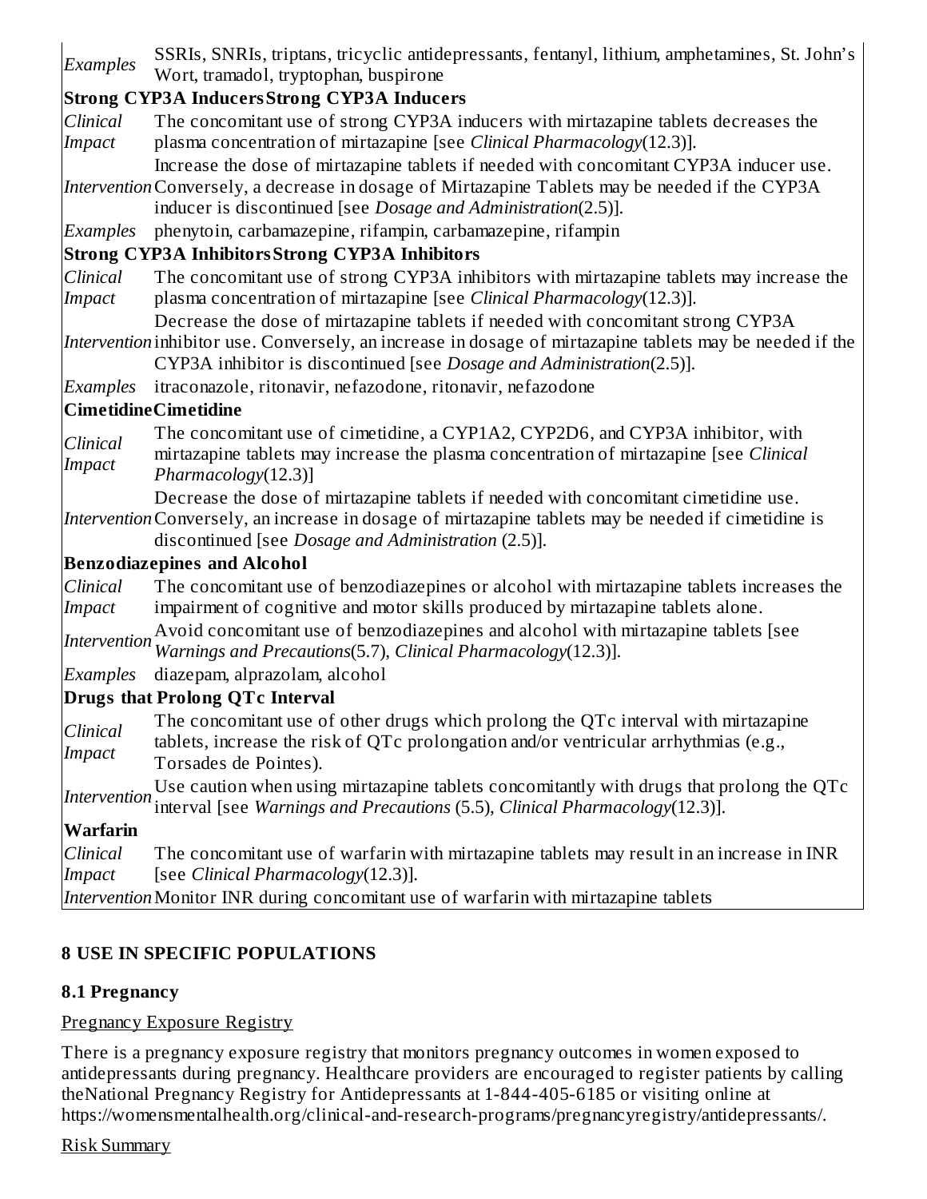| | |
|---|---|
| *Examples* | SSRIs, SNRIs, triptans, tricyclic antidepressants, fentanyl, lithium, amphetamines, St. John's Wort, tramadol, tryptophan, buspirone |
| **Strong CYP3A InducersStrong CYP3A Inducers** | |
| *Clinical Impact* | The concomitant use of strong CYP3A inducers with mirtazapine tablets decreases the plasma concentration of mirtazapine [see *Clinical Pharmacology*(12.3)]. |
| *Intervention* | Increase the dose of mirtazapine tablets if needed with concomitant CYP3A inducer use. Conversely, a decrease in dosage of Mirtazapine Tablets may be needed if the CYP3A inducer is discontinued [see *Dosage and Administration*(2.5)]. |
| *Examples* | phenytoin, carbamazepine, rifampin, carbamazepine, rifampin |
| **Strong CYP3A InhibitorsStrong CYP3A Inhibitors** | |
| *Clinical Impact* | The concomitant use of strong CYP3A inhibitors with mirtazapine tablets may increase the plasma concentration of mirtazapine [see *Clinical Pharmacology*(12.3)]. |
| *Intervention* | Decrease the dose of mirtazapine tablets if needed with concomitant strong CYP3A inhibitor use. Conversely, an increase in dosage of mirtazapine tablets may be needed if the CYP3A inhibitor is discontinued [see *Dosage and Administration*(2.5)]. |
| *Examples* | itraconazole, ritonavir, nefazodone, ritonavir, nefazodone |
| **CimetidineCimetidine** | |
| *Clinical Impact* | The concomitant use of cimetidine, a CYP1A2, CYP2D6, and CYP3A inhibitor, with mirtazapine tablets may increase the plasma concentration of mirtazapine [see *Clinical Pharmacology*(12.3)] |
| *Intervention* | Decrease the dose of mirtazapine tablets if needed with concomitant cimetidine use. Conversely, an increase in dosage of mirtazapine tablets may be needed if cimetidine is discontinued [see *Dosage and Administration* (2.5)]. |
| **Benzodiazepines and Alcohol** | |
| *Clinical Impact* | The concomitant use of benzodiazepines or alcohol with mirtazapine tablets increases the impairment of cognitive and motor skills produced by mirtazapine tablets alone. |
| *Intervention* | Avoid concomitant use of benzodiazepines and alcohol with mirtazapine tablets [see *Warnings and Precautions*(5.7), *Clinical Pharmacology*(12.3)]. |
| *Examples* | diazepam, alprazolam, alcohol |
| **Drugs that Prolong QTc Interval** | |
| *Clinical Impact* | The concomitant use of other drugs which prolong the QTc interval with mirtazapine tablets, increase the risk of QTc prolongation and/or ventricular arrhythmias (e.g., Torsades de Pointes). |
| *Intervention* | Use caution when using mirtazapine tablets concomitantly with drugs that prolong the QTc interval [see *Warnings and Precautions* (5.5), *Clinical Pharmacology*(12.3)]. |
| **Warfarin** | |
| *Clinical Impact* | The concomitant use of warfarin with mirtazapine tablets may result in an increase in INR [see *Clinical Pharmacology*(12.3)]. |
| *Intervention* | Monitor INR during concomitant use of warfarin with mirtazapine tablets |

## 8 USE IN SPECIFIC POPULATIONS

### 8.1 Pregnancy

Pregnancy Exposure Registry

There is a pregnancy exposure registry that monitors pregnancy outcomes in women exposed to antidepressants during pregnancy. Healthcare providers are encouraged to register patients by calling theNational Pregnancy Registry for Antidepressants at 1-844-405-6185 or visiting online at https://womensmentalhealth.org/clinical-and-research-programs/pregnancyregistry/antidepressants/.

Risk Summary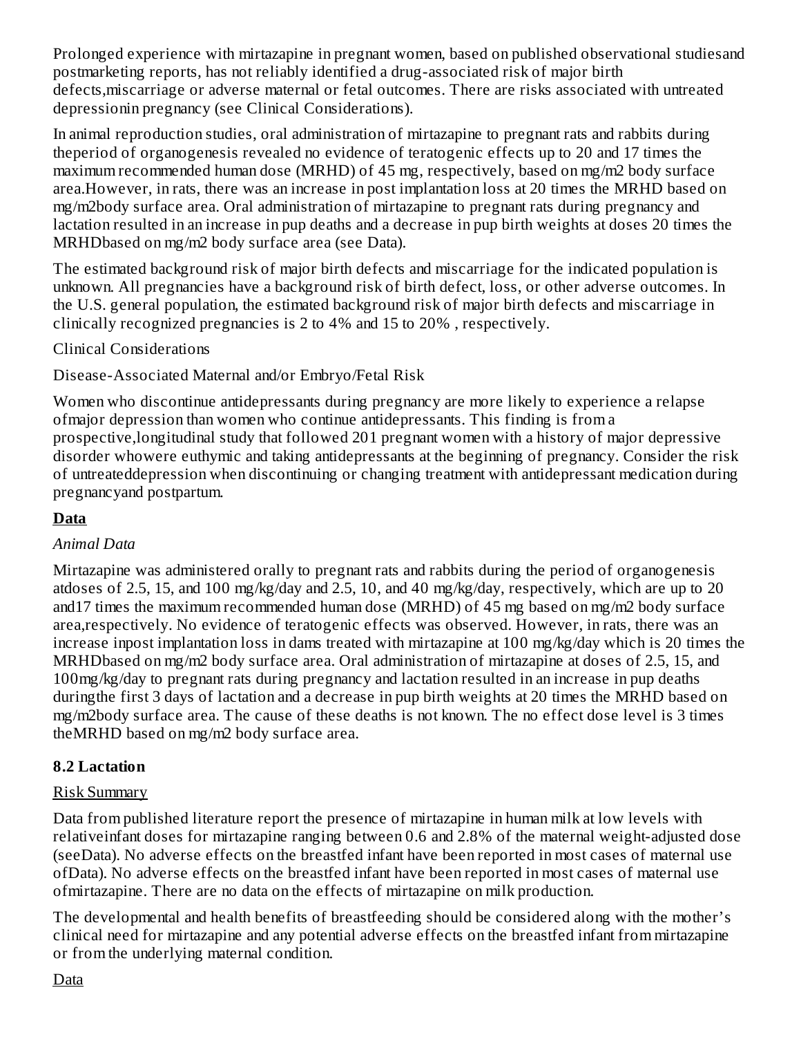Prolonged experience with mirtazapine in pregnant women, based on published observational studiesand postmarketing reports, has not reliably identified a drug-associated risk of major birth defects,miscarriage or adverse maternal or fetal outcomes. There are risks associated with untreated depressionin pregnancy (see Clinical Considerations).

In animal reproduction studies, oral administration of mirtazapine to pregnant rats and rabbits during theperiod of organogenesis revealed no evidence of teratogenic effects up to 20 and 17 times the maximum recommended human dose (MRHD) of 45 mg, respectively, based on mg/m2 body surface area.However, in rats, there was an increase in post implantation loss at 20 times the MRHD based on mg/m2body surface area. Oral administration of mirtazapine to pregnant rats during pregnancy and lactation resulted in an increase in pup deaths and a decrease in pup birth weights at doses 20 times the MRHDbased on mg/m2 body surface area (see Data).

The estimated background risk of major birth defects and miscarriage for the indicated population is unknown. All pregnancies have a background risk of birth defect, loss, or other adverse outcomes. In the U.S. general population, the estimated background risk of major birth defects and miscarriage in clinically recognized pregnancies is 2 to 4% and 15 to 20% , respectively.

Clinical Considerations

Disease-Associated Maternal and/or Embryo/Fetal Risk

Women who discontinue antidepressants during pregnancy are more likely to experience a relapse ofmajor depression than women who continue antidepressants. This finding is from a prospective,longitudinal study that followed 201 pregnant women with a history of major depressive disorder whowere euthymic and taking antidepressants at the beginning of pregnancy. Consider the risk of untreateddepression when discontinuing or changing treatment with antidepressant medication during pregnancyand postpartum.

**Data**

*Animal Data*

Mirtazapine was administered orally to pregnant rats and rabbits during the period of organogenesis atdoses of 2.5, 15, and 100 mg/kg/day and 2.5, 10, and 40 mg/kg/day, respectively, which are up to 20 and17 times the maximum recommended human dose (MRHD) of 45 mg based on mg/m2 body surface area,respectively. No evidence of teratogenic effects was observed. However, in rats, there was an increase inpost implantation loss in dams treated with mirtazapine at 100 mg/kg/day which is 20 times the MRHDbased on mg/m2 body surface area. Oral administration of mirtazapine at doses of 2.5, 15, and 100mg/kg/day to pregnant rats during pregnancy and lactation resulted in an increase in pup deaths duringthe first 3 days of lactation and a decrease in pup birth weights at 20 times the MRHD based on mg/m2body surface area. The cause of these deaths is not known. The no effect dose level is 3 times theMRHD based on mg/m2 body surface area.

**8.2 Lactation**

Risk Summary

Data from published literature report the presence of mirtazapine in human milk at low levels with relativeinfant doses for mirtazapine ranging between 0.6 and 2.8% of the maternal weight-adjusted dose (seeData). No adverse effects on the breastfed infant have been reported in most cases of maternal use ofData). No adverse effects on the breastfed infant have been reported in most cases of maternal use ofmirtazapine. There are no data on the effects of mirtazapine on milk production.

The developmental and health benefits of breastfeeding should be considered along with the mother's clinical need for mirtazapine and any potential adverse effects on the breastfed infant from mirtazapine or from the underlying maternal condition.

Data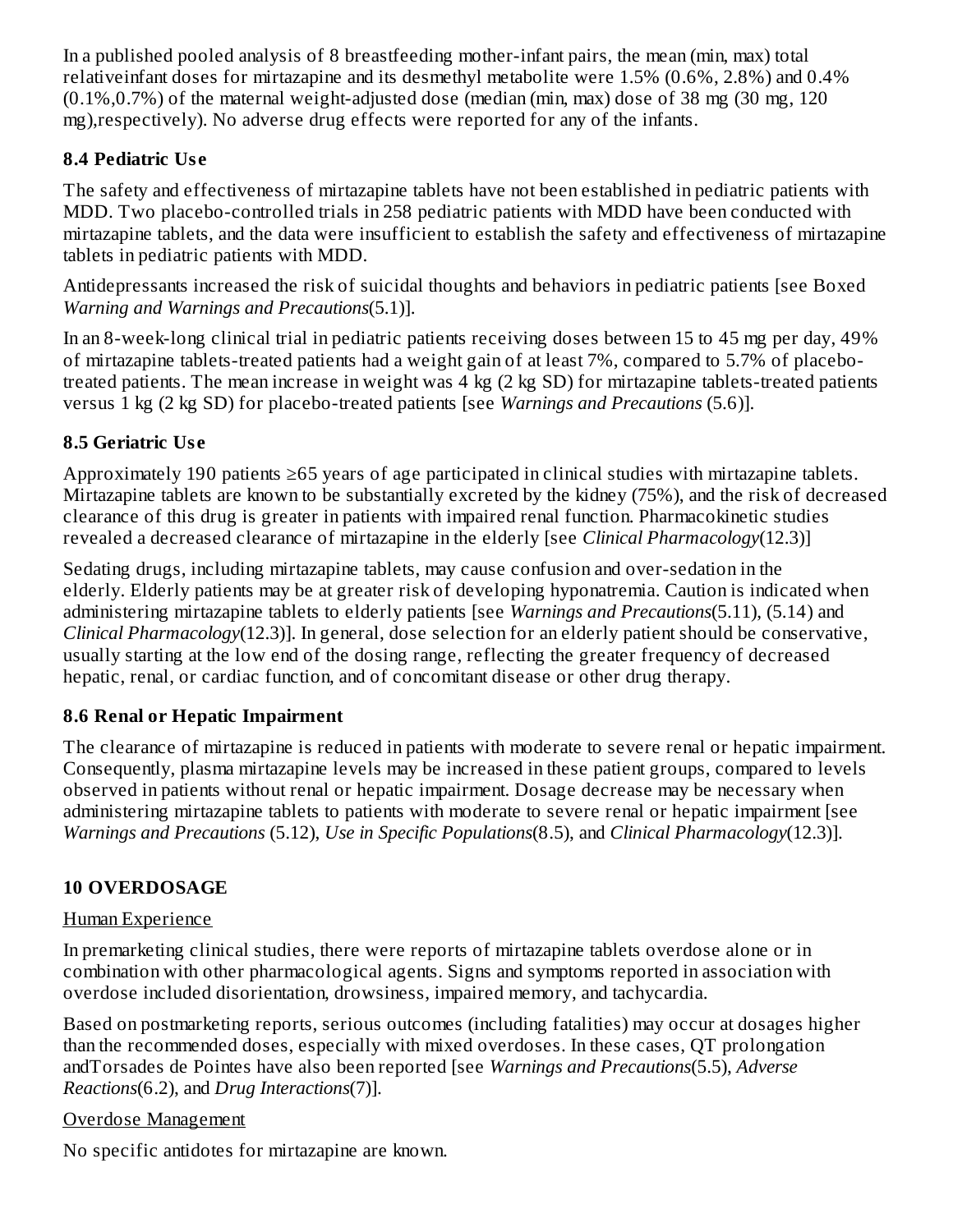In a published pooled analysis of 8 breastfeeding mother-infant pairs, the mean (min, max) total relativeinfant doses for mirtazapine and its desmethyl metabolite were 1.5% (0.6%, 2.8%) and 0.4% (0.1%,0.7%) of the maternal weight-adjusted dose (median (min, max) dose of 38 mg (30 mg, 120 mg),respectively). No adverse drug effects were reported for any of the infants.

### 8.4 Pediatric Use

The safety and effectiveness of mirtazapine tablets have not been established in pediatric patients with MDD. Two placebo-controlled trials in 258 pediatric patients with MDD have been conducted with mirtazapine tablets, and the data were insufficient to establish the safety and effectiveness of mirtazapine tablets in pediatric patients with MDD.

Antidepressants increased the risk of suicidal thoughts and behaviors in pediatric patients [see Boxed *Warning and Warnings and Precautions*(5.1)].

In an 8-week-long clinical trial in pediatric patients receiving doses between 15 to 45 mg per day, 49% of mirtazapine tablets-treated patients had a weight gain of at least 7%, compared to 5.7% of placebo-treated patients. The mean increase in weight was 4 kg (2 kg SD) for mirtazapine tablets-treated patients versus 1 kg (2 kg SD) for placebo-treated patients [see *Warnings and Precautions* (5.6)].

### 8.5 Geriatric Use

Approximately 190 patients ≥65 years of age participated in clinical studies with mirtazapine tablets. Mirtazapine tablets are known to be substantially excreted by the kidney (75%), and the risk of decreased clearance of this drug is greater in patients with impaired renal function. Pharmacokinetic studies revealed a decreased clearance of mirtazapine in the elderly [see *Clinical Pharmacology*(12.3)]

Sedating drugs, including mirtazapine tablets, may cause confusion and over-sedation in the elderly. Elderly patients may be at greater risk of developing hyponatremia. Caution is indicated when administering mirtazapine tablets to elderly patients [see *Warnings and Precautions*(5.11), (5.14) and *Clinical Pharmacology*(12.3)]. In general, dose selection for an elderly patient should be conservative, usually starting at the low end of the dosing range, reflecting the greater frequency of decreased hepatic, renal, or cardiac function, and of concomitant disease or other drug therapy.

### 8.6 Renal or Hepatic Impairment

The clearance of mirtazapine is reduced in patients with moderate to severe renal or hepatic impairment. Consequently, plasma mirtazapine levels may be increased in these patient groups, compared to levels observed in patients without renal or hepatic impairment. Dosage decrease may be necessary when administering mirtazapine tablets to patients with moderate to severe renal or hepatic impairment [see *Warnings and Precautions* (5.12), *Use in Specific Populations*(8.5), and *Clinical Pharmacology*(12.3)].

## 10 OVERDOSAGE

Human Experience

In premarketing clinical studies, there were reports of mirtazapine tablets overdose alone or in combination with other pharmacological agents. Signs and symptoms reported in association with overdose included disorientation, drowsiness, impaired memory, and tachycardia.

Based on postmarketing reports, serious outcomes (including fatalities) may occur at dosages higher than the recommended doses, especially with mixed overdoses. In these cases, QT prolongation andTorsades de Pointes have also been reported [see *Warnings and Precautions*(5.5), *Adverse Reactions*(6.2), and *Drug Interactions*(7)].

Overdose Management

No specific antidotes for mirtazapine are known.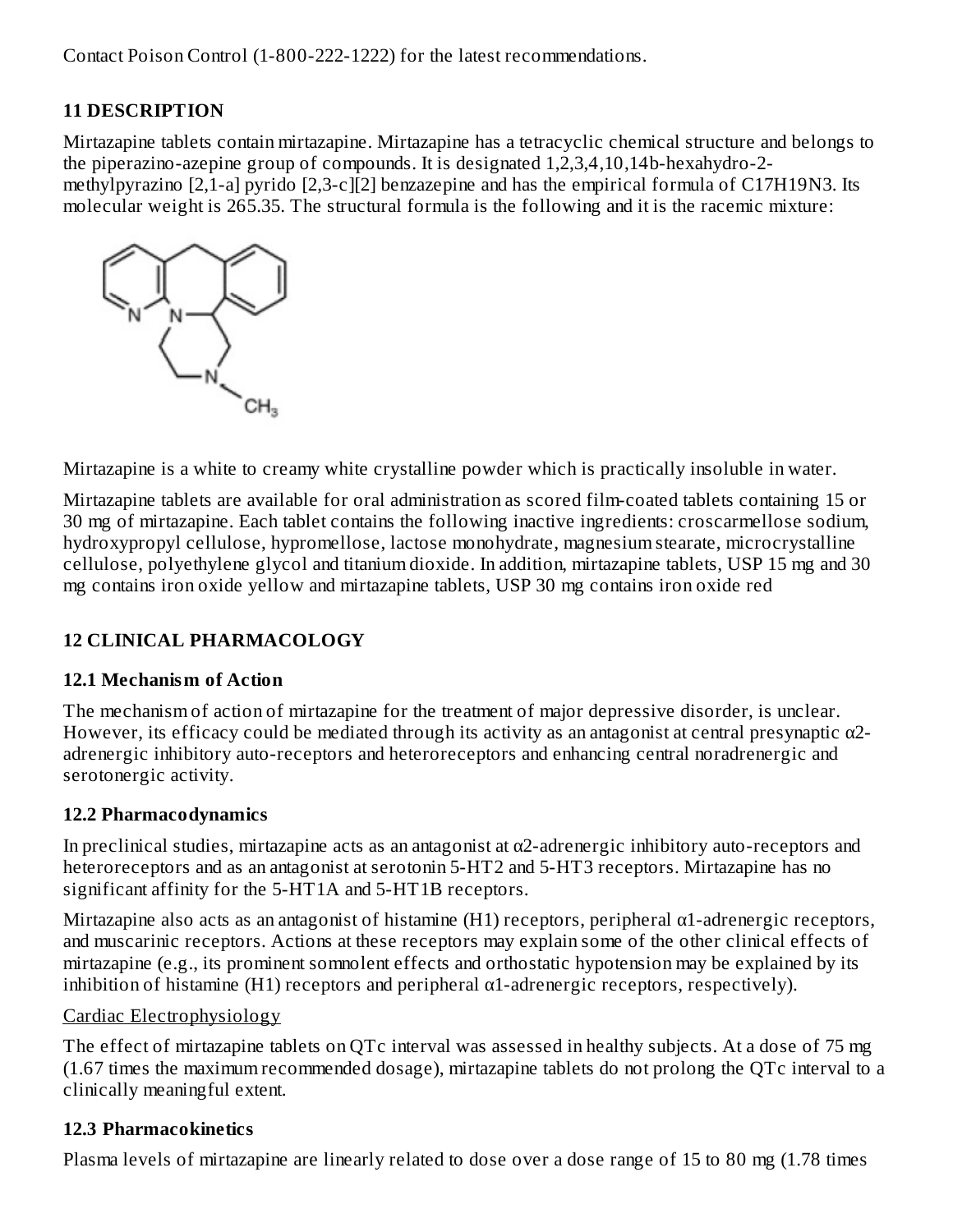Contact Poison Control (1-800-222-1222) for the latest recommendations.

## 11 DESCRIPTION

Mirtazapine tablets contain mirtazapine. Mirtazapine has a tetracyclic chemical structure and belongs to the piperazino-azepine group of compounds. It is designated 1,2,3,4,10,14b-hexahydro-2-methylpyrazino [2,1-a] pyrido [2,3-c][2] benzazepine and has the empirical formula of $C_{17}H_{19}N_3$. Its molecular weight is 265.35. The structural formula is the following and it is the racemic mixture:

Mirtazapine is a white to creamy white crystalline powder which is practically insoluble in water.

Mirtazapine tablets are available for oral administration as scored film-coated tablets containing 15 or 30 mg of mirtazapine. Each tablet contains the following inactive ingredients: croscarmellose sodium, hydroxypropyl cellulose, hypromellose, lactose monohydrate, magnesium stearate, microcrystalline cellulose, polyethylene glycol and titanium dioxide. In addition, mirtazapine tablets, USP 15 mg and 30 mg contains iron oxide yellow and mirtazapine tablets, USP 30 mg contains iron oxide red

## 12 CLINICAL PHARMACOLOGY

### 12.1 Mechanism of Action

The mechanism of action of mirtazapine for the treatment of major depressive disorder, is unclear. However, its efficacy could be mediated through its activity as an antagonist at central presynaptic α2-adrenergic inhibitory auto-receptors and heteroreceptors and enhancing central noradrenergic and serotonergic activity.

### 12.2 Pharmacodynamics

In preclinical studies, mirtazapine acts as an antagonist at α2-adrenergic inhibitory auto-receptors and heteroreceptors and as an antagonist at serotonin 5-HT2 and 5-HT3 receptors. Mirtazapine has no significant affinity for the 5-HT1A and 5-HT1B receptors.

Mirtazapine also acts as an antagonist of histamine (H1) receptors, peripheral α1-adrenergic receptors, and muscarinic receptors. Actions at these receptors may explain some of the other clinical effects of mirtazapine (e.g., its prominent somnolent effects and orthostatic hypotension may be explained by its inhibition of histamine (H1) receptors and peripheral α1-adrenergic receptors, respectively).

Cardiac Electrophysiology

The effect of mirtazapine tablets on QTc interval was assessed in healthy subjects. At a dose of 75 mg (1.67 times the maximum recommended dosage), mirtazapine tablets do not prolong the QTc interval to a clinically meaningful extent.

### 12.3 Pharmacokinetics

Plasma levels of mirtazapine are linearly related to dose over a dose range of 15 to 80 mg (1.78 times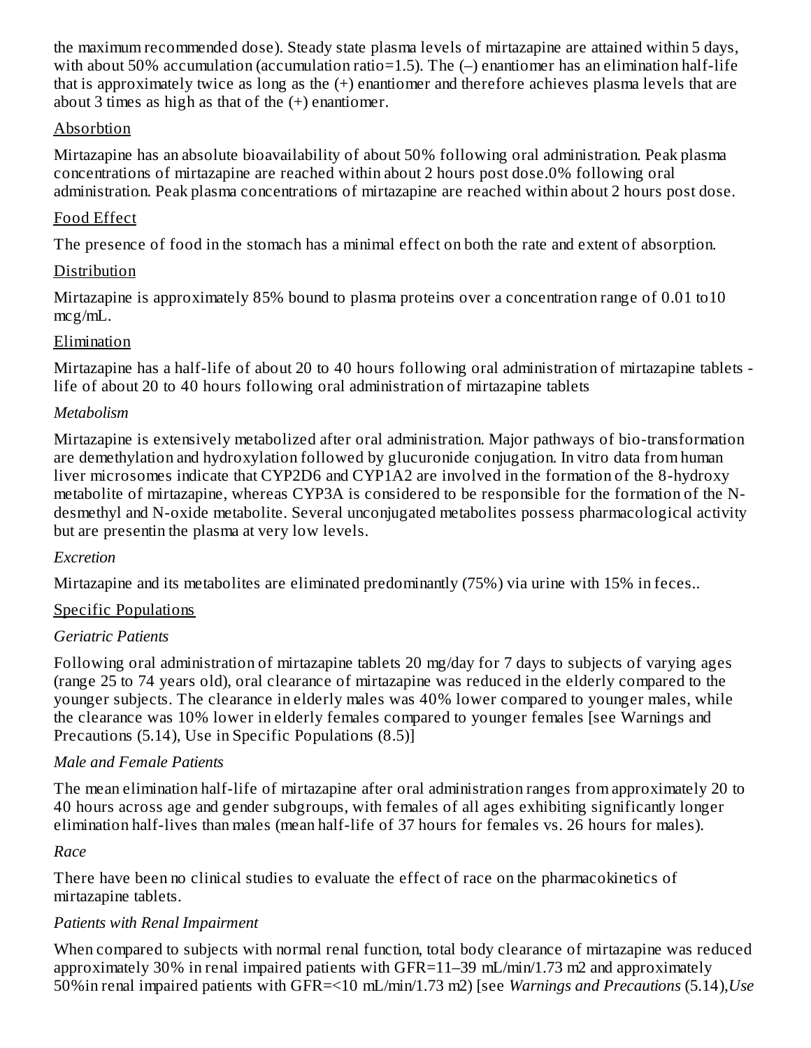the maximum recommended dose). Steady state plasma levels of mirtazapine are attained within 5 days, with about 50% accumulation (accumulation ratio=1.5). The (–) enantiomer has an elimination half-life that is approximately twice as long as the (+) enantiomer and therefore achieves plasma levels that are about 3 times as high as that of the (+) enantiomer.

Absorbtion

Mirtazapine has an absolute bioavailability of about 50% following oral administration. Peak plasma concentrations of mirtazapine are reached within about 2 hours post dose.0% following oral administration. Peak plasma concentrations of mirtazapine are reached within about 2 hours post dose.

Food Effect

The presence of food in the stomach has a minimal effect on both the rate and extent of absorption.

Distribution

Mirtazapine is approximately 85% bound to plasma proteins over a concentration range of 0.01 to10 mcg/mL.

Elimination

Mirtazapine has a half-life of about 20 to 40 hours following oral administration of mirtazapine tablets -life of about 20 to 40 hours following oral administration of mirtazapine tablets

*Metabolism*

Mirtazapine is extensively metabolized after oral administration. Major pathways of bio-transformation are demethylation and hydroxylation followed by glucuronide conjugation. In vitro data from human liver microsomes indicate that CYP2D6 and CYP1A2 are involved in the formation of the 8-hydroxy metabolite of mirtazapine, whereas CYP3A is considered to be responsible for the formation of the N-desmethyl and N-oxide metabolite. Several unconjugated metabolites possess pharmacological activity but are presentin the plasma at very low levels.

*Excretion*

Mirtazapine and its metabolites are eliminated predominantly (75%) via urine with 15% in feces..

Specific Populations

*Geriatric Patients*

Following oral administration of mirtazapine tablets 20 mg/day for 7 days to subjects of varying ages (range 25 to 74 years old), oral clearance of mirtazapine was reduced in the elderly compared to the younger subjects. The clearance in elderly males was 40% lower compared to younger males, while the clearance was 10% lower in elderly females compared to younger females [see Warnings and Precautions (5.14), Use in Specific Populations (8.5)]

*Male and Female Patients*

The mean elimination half-life of mirtazapine after oral administration ranges from approximately 20 to 40 hours across age and gender subgroups, with females of all ages exhibiting significantly longer elimination half-lives than males (mean half-life of 37 hours for females vs. 26 hours for males).

*Race*

There have been no clinical studies to evaluate the effect of race on the pharmacokinetics of mirtazapine tablets.

*Patients with Renal Impairment*

When compared to subjects with normal renal function, total body clearance of mirtazapine was reduced approximately 30% in renal impaired patients with GFR=11–39 mL/min/1.73 m2 and approximately 50%in renal impaired patients with GFR=<10 mL/min/1.73 m2) [see *Warnings and Precautions* (5.14),*Use*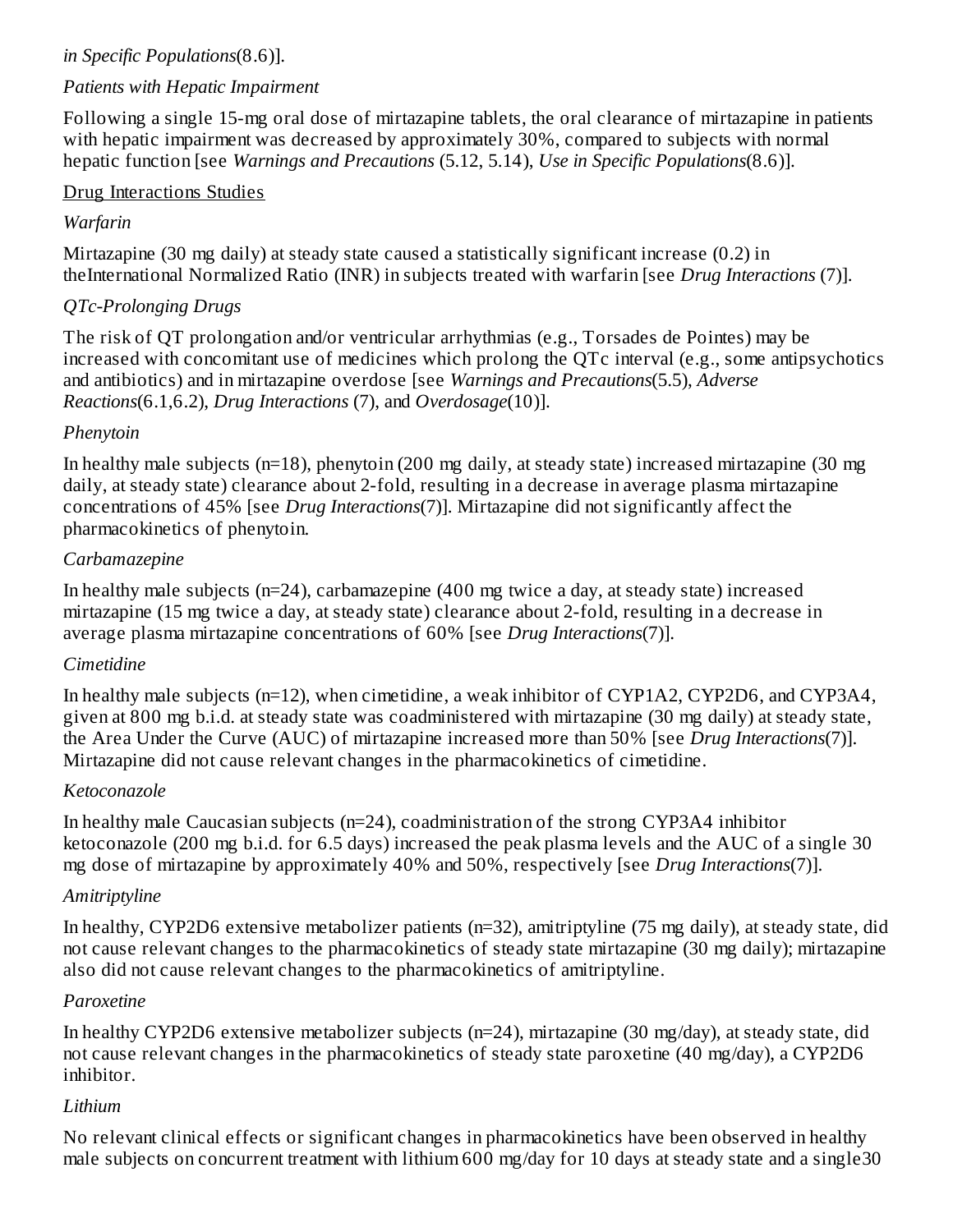*in Specific Populations*(8.6)].

*Patients with Hepatic Impairment*

Following a single 15-mg oral dose of mirtazapine tablets, the oral clearance of mirtazapine in patients with hepatic impairment was decreased by approximately 30%, compared to subjects with normal hepatic function [see *Warnings and Precautions* (5.12, 5.14), *Use in Specific Populations*(8.6)].

Drug Interactions Studies

*Warfarin*

Mirtazapine (30 mg daily) at steady state caused a statistically significant increase (0.2) in theInternational Normalized Ratio (INR) in subjects treated with warfarin [see *Drug Interactions* (7)].

*QTc-Prolonging Drugs*

The risk of QT prolongation and/or ventricular arrhythmias (e.g., Torsades de Pointes) may be increased with concomitant use of medicines which prolong the QTc interval (e.g., some antipsychotics and antibiotics) and in mirtazapine overdose [see *Warnings and Precautions*(5.5), *Adverse Reactions*(6.1,6.2), *Drug Interactions* (7), and *Overdosage*(10)].

*Phenytoin*

In healthy male subjects (n=18), phenytoin (200 mg daily, at steady state) increased mirtazapine (30 mg daily, at steady state) clearance about 2-fold, resulting in a decrease in average plasma mirtazapine concentrations of 45% [see *Drug Interactions*(7)]. Mirtazapine did not significantly affect the pharmacokinetics of phenytoin.

*Carbamazepine*

In healthy male subjects (n=24), carbamazepine (400 mg twice a day, at steady state) increased mirtazapine (15 mg twice a day, at steady state) clearance about 2-fold, resulting in a decrease in average plasma mirtazapine concentrations of 60% [see *Drug Interactions*(7)].

*Cimetidine*

In healthy male subjects (n=12), when cimetidine, a weak inhibitor of CYP1A2, CYP2D6, and CYP3A4, given at 800 mg b.i.d. at steady state was coadministered with mirtazapine (30 mg daily) at steady state, the Area Under the Curve (AUC) of mirtazapine increased more than 50% [see *Drug Interactions*(7)]. Mirtazapine did not cause relevant changes in the pharmacokinetics of cimetidine.

*Ketoconazole*

In healthy male Caucasian subjects (n=24), coadministration of the strong CYP3A4 inhibitor ketoconazole (200 mg b.i.d. for 6.5 days) increased the peak plasma levels and the AUC of a single 30 mg dose of mirtazapine by approximately 40% and 50%, respectively [see *Drug Interactions*(7)].

*Amitriptyline*

In healthy, CYP2D6 extensive metabolizer patients (n=32), amitriptyline (75 mg daily), at steady state, did not cause relevant changes to the pharmacokinetics of steady state mirtazapine (30 mg daily); mirtazapine also did not cause relevant changes to the pharmacokinetics of amitriptyline.

*Paroxetine*

In healthy CYP2D6 extensive metabolizer subjects (n=24), mirtazapine (30 mg/day), at steady state, did not cause relevant changes in the pharmacokinetics of steady state paroxetine (40 mg/day), a CYP2D6 inhibitor.

*Lithium*

No relevant clinical effects or significant changes in pharmacokinetics have been observed in healthy male subjects on concurrent treatment with lithium 600 mg/day for 10 days at steady state and a single30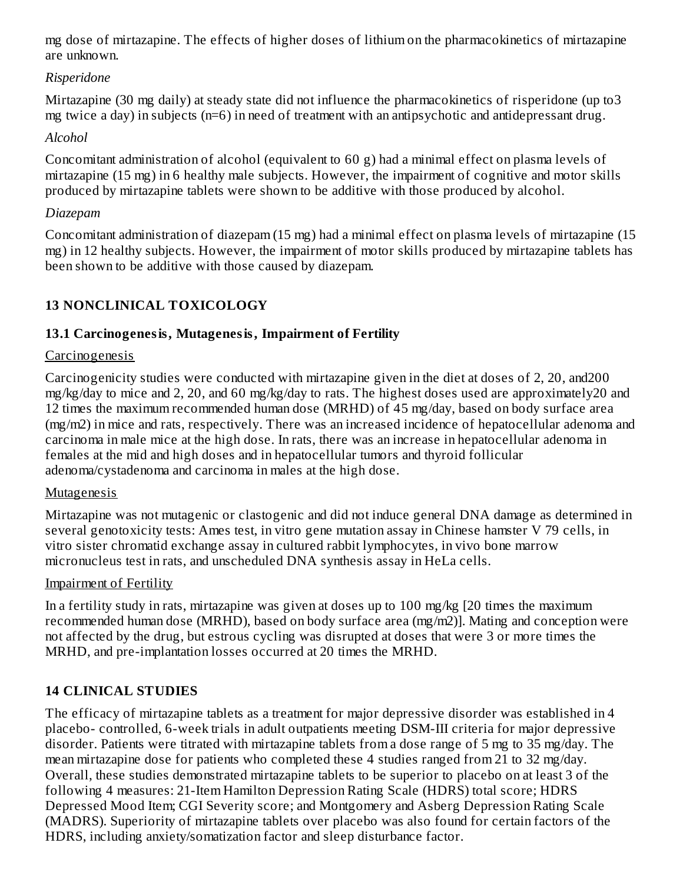mg dose of mirtazapine. The effects of higher doses of lithium on the pharmacokinetics of mirtazapine are unknown.

*Risperidone*

Mirtazapine (30 mg daily) at steady state did not influence the pharmacokinetics of risperidone (up to3 mg twice a day) in subjects (n=6) in need of treatment with an antipsychotic and antidepressant drug.

*Alcohol*

Concomitant administration of alcohol (equivalent to 60 g) had a minimal effect on plasma levels of mirtazapine (15 mg) in 6 healthy male subjects. However, the impairment of cognitive and motor skills produced by mirtazapine tablets were shown to be additive with those produced by alcohol.

*Diazepam*

Concomitant administration of diazepam (15 mg) had a minimal effect on plasma levels of mirtazapine (15 mg) in 12 healthy subjects. However, the impairment of motor skills produced by mirtazapine tablets has been shown to be additive with those caused by diazepam.

## 13 NONCLINICAL TOXICOLOGY

### 13.1 Carcinogenesis, Mutagenesis, Impairment of Fertility

Carcinogenesis

Carcinogenicity studies were conducted with mirtazapine given in the diet at doses of 2, 20, and200 mg/kg/day to mice and 2, 20, and 60 mg/kg/day to rats. The highest doses used are approximately20 and 12 times the maximum recommended human dose (MRHD) of 45 mg/day, based on body surface area (mg/m2) in mice and rats, respectively. There was an increased incidence of hepatocellular adenoma and carcinoma in male mice at the high dose. In rats, there was an increase in hepatocellular adenoma in females at the mid and high doses and in hepatocellular tumors and thyroid follicular adenoma/cystadenoma and carcinoma in males at the high dose.

Mutagenesis

Mirtazapine was not mutagenic or clastogenic and did not induce general DNA damage as determined in several genotoxicity tests: Ames test, in vitro gene mutation assay in Chinese hamster V 79 cells, in vitro sister chromatid exchange assay in cultured rabbit lymphocytes, in vivo bone marrow micronucleus test in rats, and unscheduled DNA synthesis assay in HeLa cells.

Impairment of Fertility

In a fertility study in rats, mirtazapine was given at doses up to 100 mg/kg [20 times the maximum recommended human dose (MRHD), based on body surface area (mg/m2)]. Mating and conception were not affected by the drug, but estrous cycling was disrupted at doses that were 3 or more times the MRHD, and pre-implantation losses occurred at 20 times the MRHD.

## 14 CLINICAL STUDIES

The efficacy of mirtazapine tablets as a treatment for major depressive disorder was established in 4 placebo- controlled, 6-week trials in adult outpatients meeting DSM-III criteria for major depressive disorder. Patients were titrated with mirtazapine tablets from a dose range of 5 mg to 35 mg/day. The mean mirtazapine dose for patients who completed these 4 studies ranged from 21 to 32 mg/day. Overall, these studies demonstrated mirtazapine tablets to be superior to placebo on at least 3 of the following 4 measures: 21-Item Hamilton Depression Rating Scale (HDRS) total score; HDRS Depressed Mood Item; CGI Severity score; and Montgomery and Asberg Depression Rating Scale (MADRS). Superiority of mirtazapine tablets over placebo was also found for certain factors of the HDRS, including anxiety/somatization factor and sleep disturbance factor.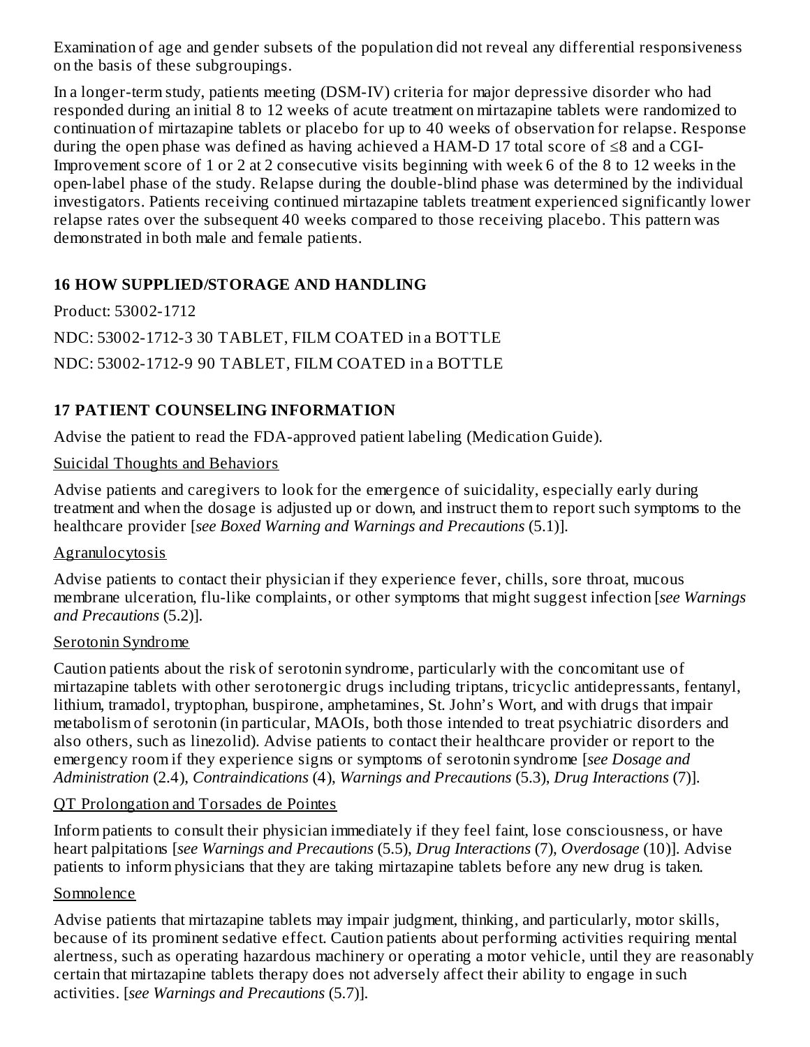Examination of age and gender subsets of the population did not reveal any differential responsiveness on the basis of these subgroupings.

In a longer-term study, patients meeting (DSM-IV) criteria for major depressive disorder who had responded during an initial 8 to 12 weeks of acute treatment on mirtazapine tablets were randomized to continuation of mirtazapine tablets or placebo for up to 40 weeks of observation for relapse. Response during the open phase was defined as having achieved a HAM-D 17 total score of ≤8 and a CGI-Improvement score of 1 or 2 at 2 consecutive visits beginning with week 6 of the 8 to 12 weeks in the open-label phase of the study. Relapse during the double-blind phase was determined by the individual investigators. Patients receiving continued mirtazapine tablets treatment experienced significantly lower relapse rates over the subsequent 40 weeks compared to those receiving placebo. This pattern was demonstrated in both male and female patients.

## 16 HOW SUPPLIED/STORAGE AND HANDLING

Product: 53002-1712

NDC: 53002-1712-3 30 TABLET, FILM COATED in a BOTTLE

NDC: 53002-1712-9 90 TABLET, FILM COATED in a BOTTLE

## 17 PATIENT COUNSELING INFORMATION

Advise the patient to read the FDA-approved patient labeling (Medication Guide).

Suicidal Thoughts and Behaviors

Advise patients and caregivers to look for the emergence of suicidality, especially early during treatment and when the dosage is adjusted up or down, and instruct them to report such symptoms to the healthcare provider [*see Boxed Warning and Warnings and Precautions* (5.1)].

Agranulocytosis

Advise patients to contact their physician if they experience fever, chills, sore throat, mucous membrane ulceration, flu-like complaints, or other symptoms that might suggest infection [*see Warnings and Precautions* (5.2)].

Serotonin Syndrome

Caution patients about the risk of serotonin syndrome, particularly with the concomitant use of mirtazapine tablets with other serotonergic drugs including triptans, tricyclic antidepressants, fentanyl, lithium, tramadol, tryptophan, buspirone, amphetamines, St. John's Wort, and with drugs that impair metabolism of serotonin (in particular, MAOIs, both those intended to treat psychiatric disorders and also others, such as linezolid). Advise patients to contact their healthcare provider or report to the emergency room if they experience signs or symptoms of serotonin syndrome [*see Dosage and Administration* (2.4), *Contraindications* (4), *Warnings and Precautions* (5.3), *Drug Interactions* (7)].

QT Prolongation and Torsades de Pointes

Inform patients to consult their physician immediately if they feel faint, lose consciousness, or have heart palpitations [*see Warnings and Precautions* (5.5), *Drug Interactions* (7), *Overdosage* (10)]. Advise patients to inform physicians that they are taking mirtazapine tablets before any new drug is taken.

Somnolence

Advise patients that mirtazapine tablets may impair judgment, thinking, and particularly, motor skills, because of its prominent sedative effect. Caution patients about performing activities requiring mental alertness, such as operating hazardous machinery or operating a motor vehicle, until they are reasonably certain that mirtazapine tablets therapy does not adversely affect their ability to engage in such activities. [*see Warnings and Precautions* (5.7)].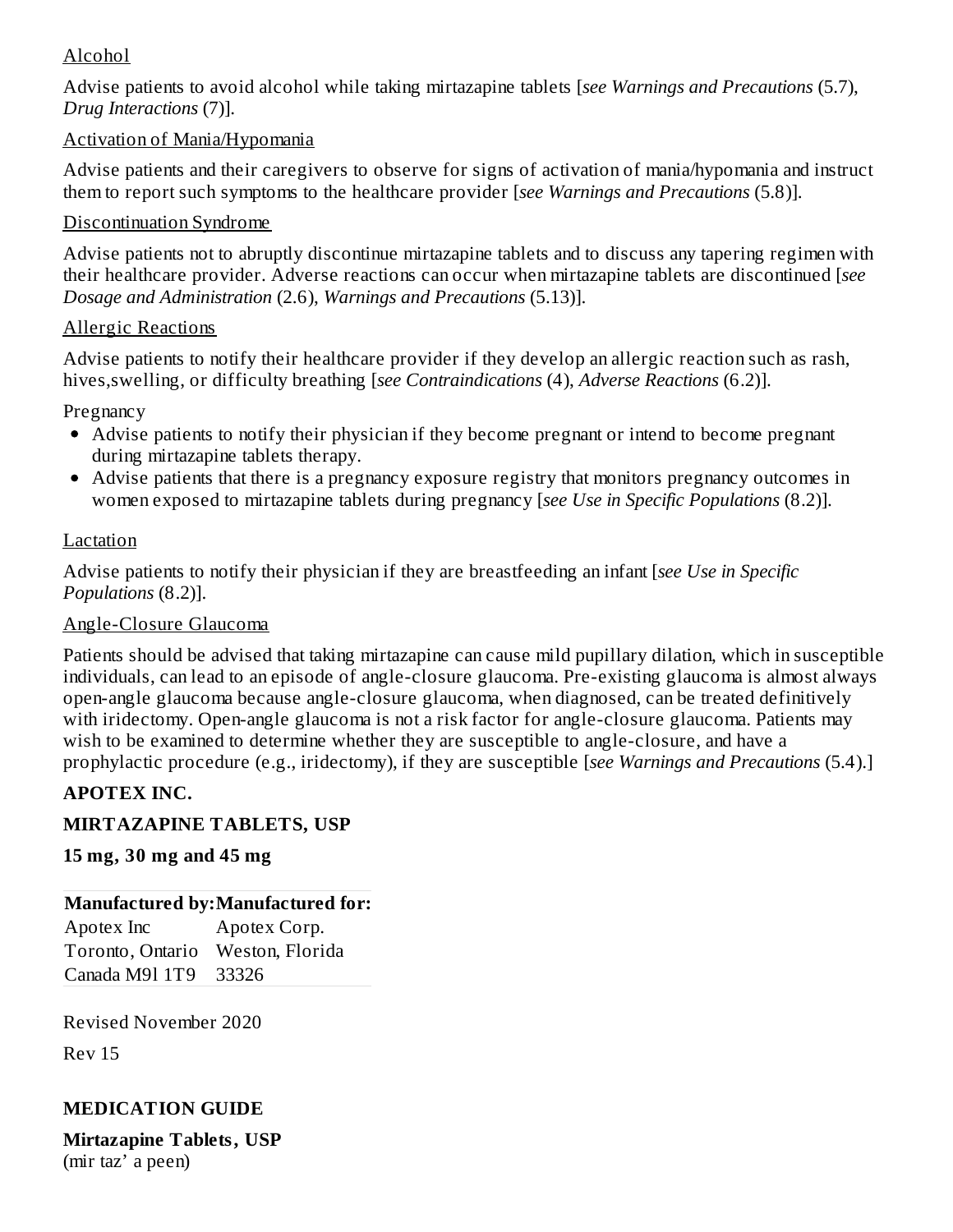Alcohol

Advise patients to avoid alcohol while taking mirtazapine tablets [*see Warnings and Precautions* (5.7), *Drug Interactions* (7)].

Activation of Mania/Hypomania

Advise patients and their caregivers to observe for signs of activation of mania/hypomania and instruct them to report such symptoms to the healthcare provider [*see Warnings and Precautions* (5.8)].

Discontinuation Syndrome

Advise patients not to abruptly discontinue mirtazapine tablets and to discuss any tapering regimen with their healthcare provider. Adverse reactions can occur when mirtazapine tablets are discontinued [*see Dosage and Administration* (2.6), *Warnings and Precautions* (5.13)].

Allergic Reactions

Advise patients to notify their healthcare provider if they develop an allergic reaction such as rash, hives,swelling, or difficulty breathing [*see Contraindications* (4), *Adverse Reactions* (6.2)].

Pregnancy

- Advise patients to notify their physician if they become pregnant or intend to become pregnant during mirtazapine tablets therapy.
- Advise patients that there is a pregnancy exposure registry that monitors pregnancy outcomes in women exposed to mirtazapine tablets during pregnancy [*see Use in Specific Populations* (8.2)].

Lactation

Advise patients to notify their physician if they are breastfeeding an infant [*see Use in Specific Populations* (8.2)].

Angle-Closure Glaucoma

Patients should be advised that taking mirtazapine can cause mild pupillary dilation, which in susceptible individuals, can lead to an episode of angle-closure glaucoma. Pre-existing glaucoma is almost always open-angle glaucoma because angle-closure glaucoma, when diagnosed, can be treated definitively with iridectomy. Open-angle glaucoma is not a risk factor for angle-closure glaucoma. Patients may wish to be examined to determine whether they are susceptible to angle-closure, and have a prophylactic procedure (e.g., iridectomy), if they are susceptible [*see Warnings and Precautions* (5.4).]

**APOTEX INC.**

**MIRTAZAPINE TABLETS, USP**

**15 mg, 30 mg and 45 mg**

| Manufactured by: | Manufactured for: |
|---|---|
| Apotex Inc | Apotex Corp. |
| Toronto, Ontario | Weston, Florida |
| Canada M9l 1T9 | 33326 |

Revised November 2020

Rev 15

**MEDICATION GUIDE**

**Mirtazapine Tablets, USP**
(mir taz' a peen)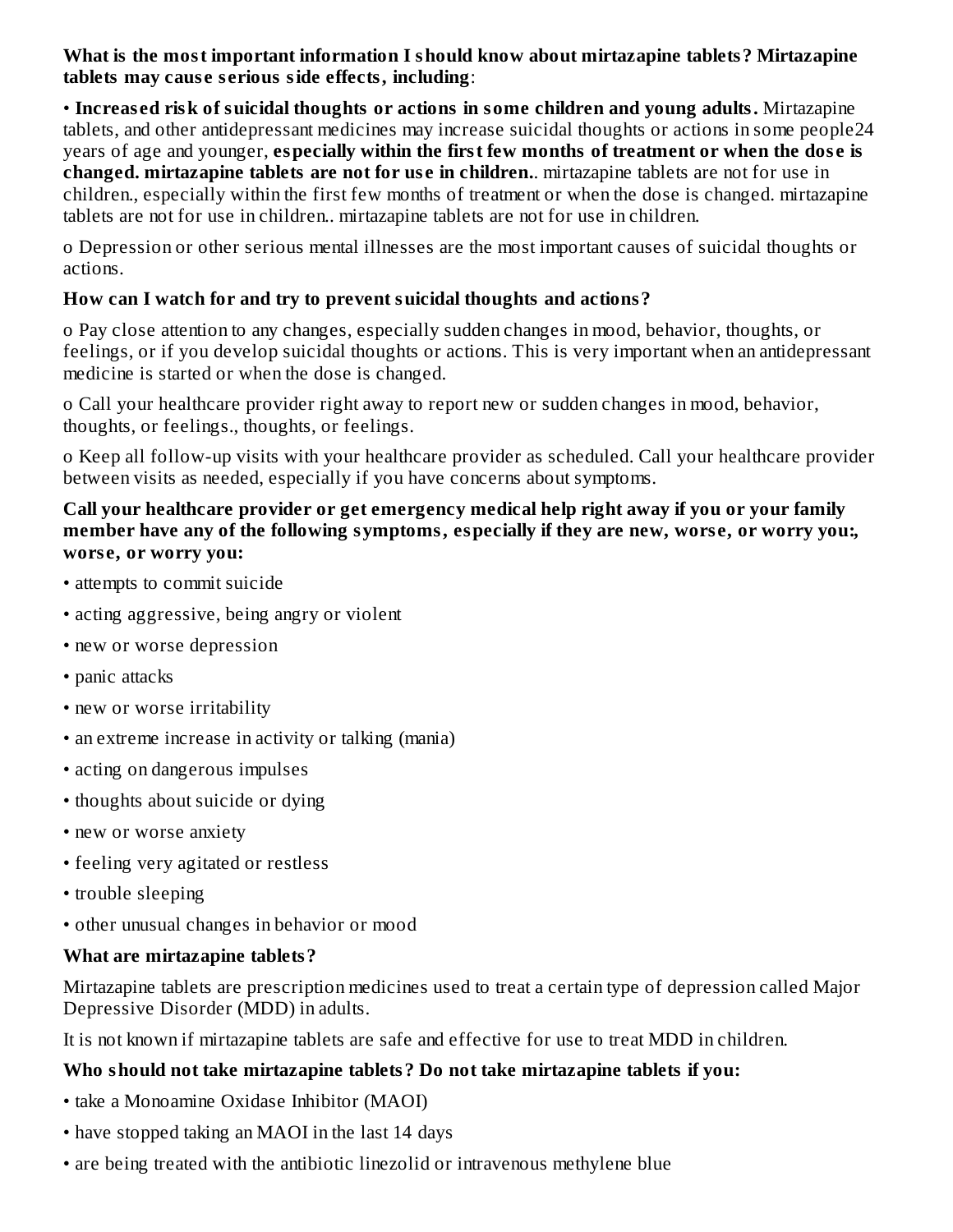**What is the most important information I should know about mirtazapine tablets? Mirtazapine tablets may cause serious side effects, including**:

• **Increased risk of suicidal thoughts or actions in some children and young adults.** Mirtazapine tablets, and other antidepressant medicines may increase suicidal thoughts or actions in some people24 years of age and younger, **especially within the first few months of treatment or when the dose is changed. mirtazapine tablets are not for use in children.**. mirtazapine tablets are not for use in children., especially within the first few months of treatment or when the dose is changed. mirtazapine tablets are not for use in children.. mirtazapine tablets are not for use in children.

o Depression or other serious mental illnesses are the most important causes of suicidal thoughts or actions.

**How can I watch for and try to prevent suicidal thoughts and actions?**

o Pay close attention to any changes, especially sudden changes in mood, behavior, thoughts, or feelings, or if you develop suicidal thoughts or actions. This is very important when an antidepressant medicine is started or when the dose is changed.

o Call your healthcare provider right away to report new or sudden changes in mood, behavior, thoughts, or feelings., thoughts, or feelings.

o Keep all follow-up visits with your healthcare provider as scheduled. Call your healthcare provider between visits as needed, especially if you have concerns about symptoms.

**Call your healthcare provider or get emergency medical help right away if you or your family member have any of the following symptoms, especially if they are new, worse, or worry you:, worse, or worry you:**

- attempts to commit suicide
- acting aggressive, being angry or violent
- new or worse depression
- panic attacks
- new or worse irritability
- an extreme increase in activity or talking (mania)
- acting on dangerous impulses
- thoughts about suicide or dying
- new or worse anxiety
- feeling very agitated or restless
- trouble sleeping
- other unusual changes in behavior or mood

**What are mirtazapine tablets?**

Mirtazapine tablets are prescription medicines used to treat a certain type of depression called Major Depressive Disorder (MDD) in adults.

It is not known if mirtazapine tablets are safe and effective for use to treat MDD in children.

**Who should not take mirtazapine tablets? Do not take mirtazapine tablets if you:**

- take a Monoamine Oxidase Inhibitor (MAOI)
- have stopped taking an MAOI in the last 14 days
- are being treated with the antibiotic linezolid or intravenous methylene blue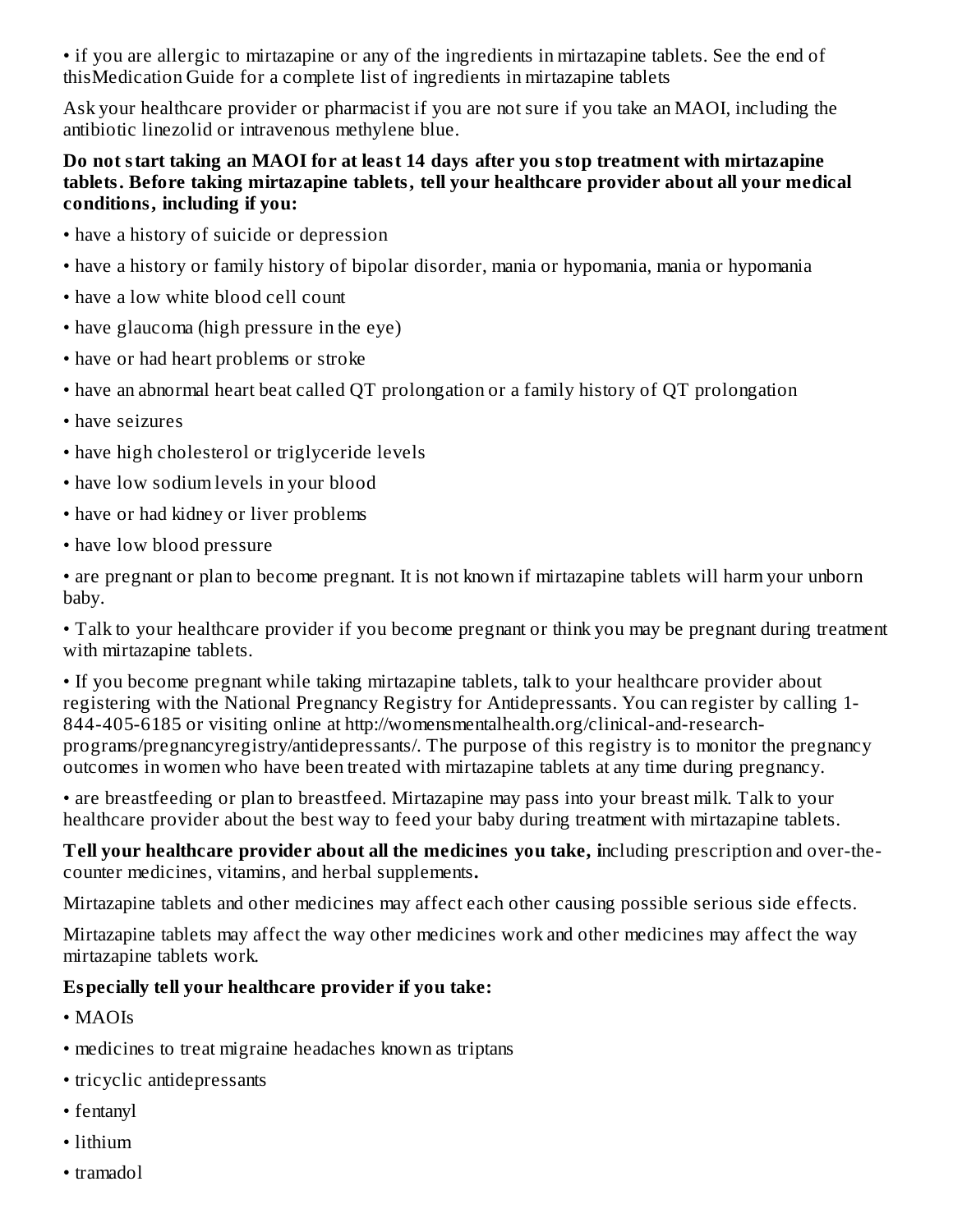• if you are allergic to mirtazapine or any of the ingredients in mirtazapine tablets. See the end of thisMedication Guide for a complete list of ingredients in mirtazapine tablets

Ask your healthcare provider or pharmacist if you are not sure if you take an MAOI, including the antibiotic linezolid or intravenous methylene blue.

**Do not start taking an MAOI for at least 14 days after you stop treatment with mirtazapine tablets. Before taking mirtazapine tablets, tell your healthcare provider about all your medical conditions, including if you:**

- have a history of suicide or depression
- have a history or family history of bipolar disorder, mania or hypomania, mania or hypomania
- have a low white blood cell count
- have glaucoma (high pressure in the eye)
- have or had heart problems or stroke
- have an abnormal heart beat called QT prolongation or a family history of QT prolongation
- have seizures
- have high cholesterol or triglyceride levels
- have low sodium levels in your blood
- have or had kidney or liver problems
- have low blood pressure
- are pregnant or plan to become pregnant. It is not known if mirtazapine tablets will harm your unborn baby.
- Talk to your healthcare provider if you become pregnant or think you may be pregnant during treatment with mirtazapine tablets.
- If you become pregnant while taking mirtazapine tablets, talk to your healthcare provider about registering with the National Pregnancy Registry for Antidepressants. You can register by calling 1-844-405-6185 or visiting online at http://womensmentalhealth.org/clinical-and-research-programs/pregnancyregistry/antidepressants/. The purpose of this registry is to monitor the pregnancy outcomes in women who have been treated with mirtazapine tablets at any time during pregnancy.
- are breastfeeding or plan to breastfeed. Mirtazapine may pass into your breast milk. Talk to your healthcare provider about the best way to feed your baby during treatment with mirtazapine tablets.

**Tell your healthcare provider about all the medicines you take, i**ncluding prescription and over-the-counter medicines, vitamins, and herbal supplements**.**

Mirtazapine tablets and other medicines may affect each other causing possible serious side effects.

Mirtazapine tablets may affect the way other medicines work and other medicines may affect the way mirtazapine tablets work.

**Especially tell your healthcare provider if you take:**

- MAOIs
- medicines to treat migraine headaches known as triptans
- tricyclic antidepressants
- fentanyl
- lithium
- tramadol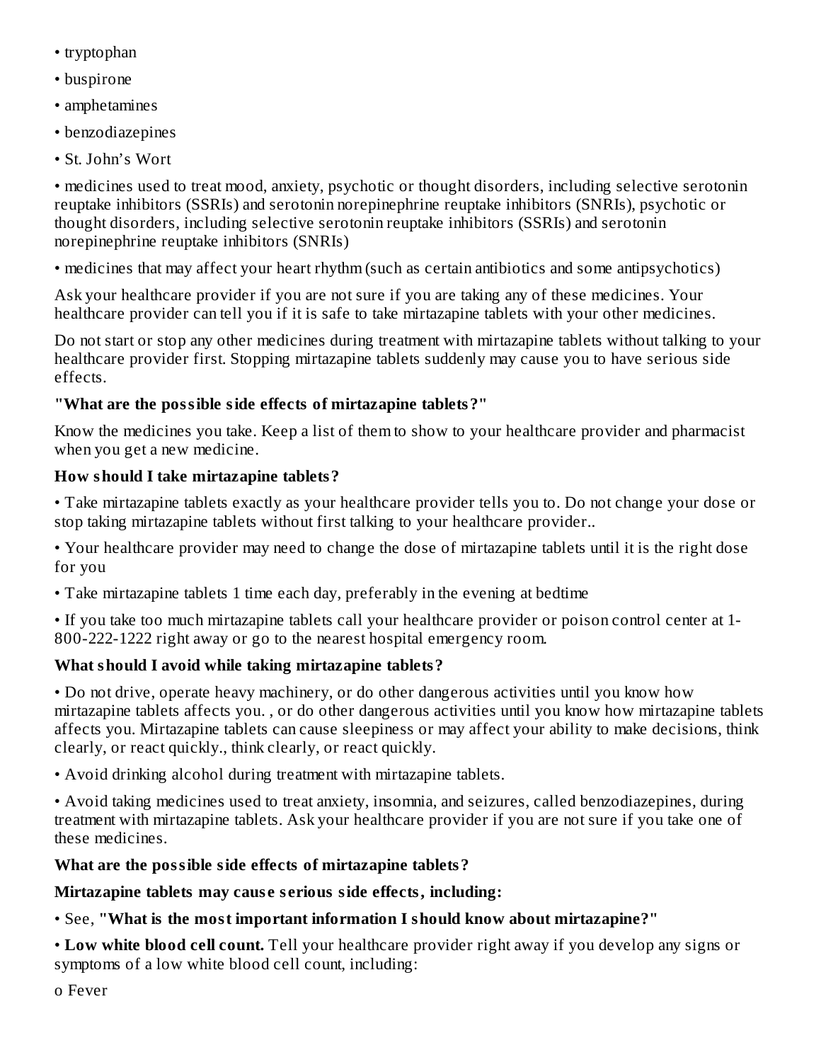- tryptophan
- buspirone
- amphetamines
- benzodiazepines
- St. John's Wort
- medicines used to treat mood, anxiety, psychotic or thought disorders, including selective serotonin reuptake inhibitors (SSRIs) and serotonin norepinephrine reuptake inhibitors (SNRIs), psychotic or thought disorders, including selective serotonin reuptake inhibitors (SSRIs) and serotonin norepinephrine reuptake inhibitors (SNRIs)
- medicines that may affect your heart rhythm (such as certain antibiotics and some antipsychotics)

Ask your healthcare provider if you are not sure if you are taking any of these medicines. Your healthcare provider can tell you if it is safe to take mirtazapine tablets with your other medicines.

Do not start or stop any other medicines during treatment with mirtazapine tablets without talking to your healthcare provider first. Stopping mirtazapine tablets suddenly may cause you to have serious side effects.

**"What are the possible side effects of mirtazapine tablets?"**

Know the medicines you take. Keep a list of them to show to your healthcare provider and pharmacist when you get a new medicine.

**How should I take mirtazapine tablets?**

- Take mirtazapine tablets exactly as your healthcare provider tells you to. Do not change your dose or stop taking mirtazapine tablets without first talking to your healthcare provider..
- Your healthcare provider may need to change the dose of mirtazapine tablets until it is the right dose for you
- Take mirtazapine tablets 1 time each day, preferably in the evening at bedtime
- If you take too much mirtazapine tablets call your healthcare provider or poison control center at 1-800-222-1222 right away or go to the nearest hospital emergency room.

**What should I avoid while taking mirtazapine tablets?**

- Do not drive, operate heavy machinery, or do other dangerous activities until you know how mirtazapine tablets affects you. , or do other dangerous activities until you know how mirtazapine tablets affects you. Mirtazapine tablets can cause sleepiness or may affect your ability to make decisions, think clearly, or react quickly., think clearly, or react quickly.
- Avoid drinking alcohol during treatment with mirtazapine tablets.
- Avoid taking medicines used to treat anxiety, insomnia, and seizures, called benzodiazepines, during treatment with mirtazapine tablets. Ask your healthcare provider if you are not sure if you take one of these medicines.

**What are the possible side effects of mirtazapine tablets?**

**Mirtazapine tablets may cause serious side effects, including:**

- See, **"What is the most important information I should know about mirtazapine?"**
- **Low white blood cell count.** Tell your healthcare provider right away if you develop any signs or symptoms of a low white blood cell count, including:
  - o Fever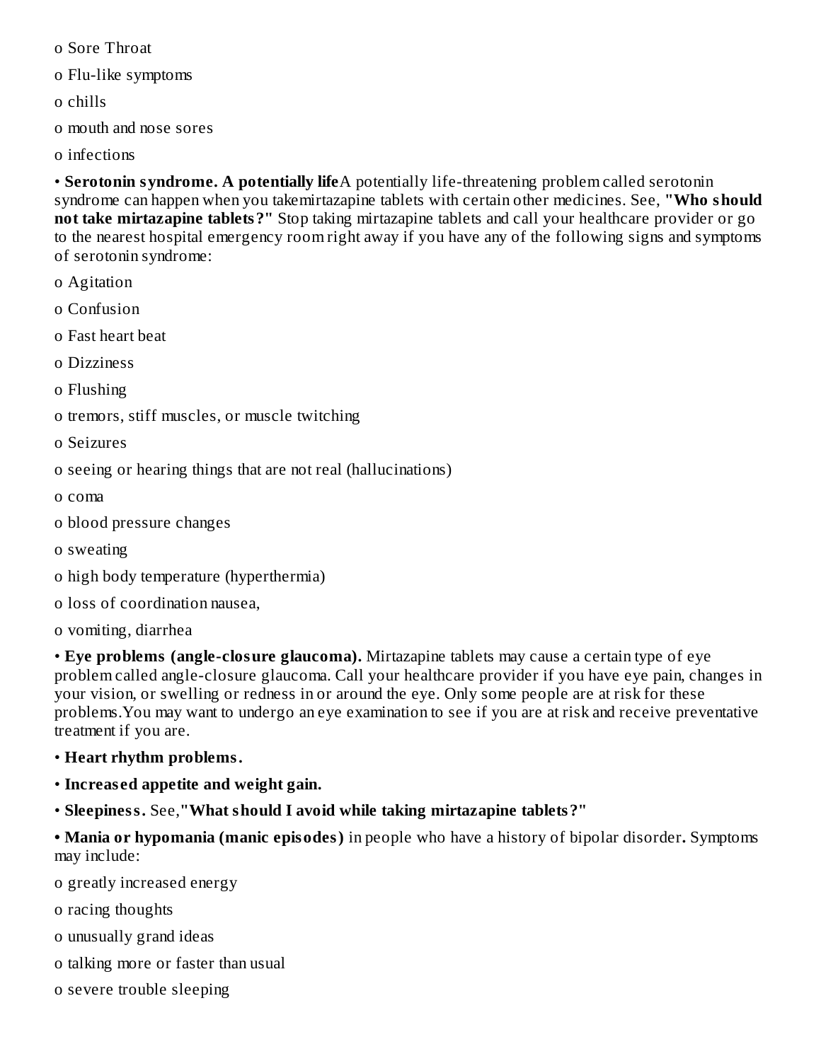- Sore Throat
- Flu-like symptoms
- chills
- mouth and nose sores
- infections

- **Serotonin syndrome. A potentially life**A potentially life-threatening problem called serotonin syndrome can happen when you takemirtazapine tablets with certain other medicines. See, **"Who should not take mirtazapine tablets?"** Stop taking mirtazapine tablets and call your healthcare provider or go to the nearest hospital emergency room right away if you have any of the following signs and symptoms of serotonin syndrome:
  - Agitation
  - Confusion
  - Fast heart beat
  - Dizziness
  - Flushing
  - tremors, stiff muscles, or muscle twitching
  - Seizures
  - seeing or hearing things that are not real (hallucinations)
  - coma
  - blood pressure changes
  - sweating
  - high body temperature (hyperthermia)
  - loss of coordination nausea,
  - vomiting, diarrhea
- **Eye problems (angle-closure glaucoma).** Mirtazapine tablets may cause a certain type of eye problem called angle-closure glaucoma. Call your healthcare provider if you have eye pain, changes in your vision, or swelling or redness in or around the eye. Only some people are at risk for these problems.You may want to undergo an eye examination to see if you are at risk and receive preventative treatment if you are.
- **Heart rhythm problems.**
- **Increased appetite and weight gain.**
- **Sleepiness.** See,**"What should I avoid while taking mirtazapine tablets?"**
- **Mania or hypomania (manic episodes)** in people who have a history of bipolar disorder**.** Symptoms may include:
  - greatly increased energy
  - racing thoughts
  - unusually grand ideas
  - talking more or faster than usual
  - severe trouble sleeping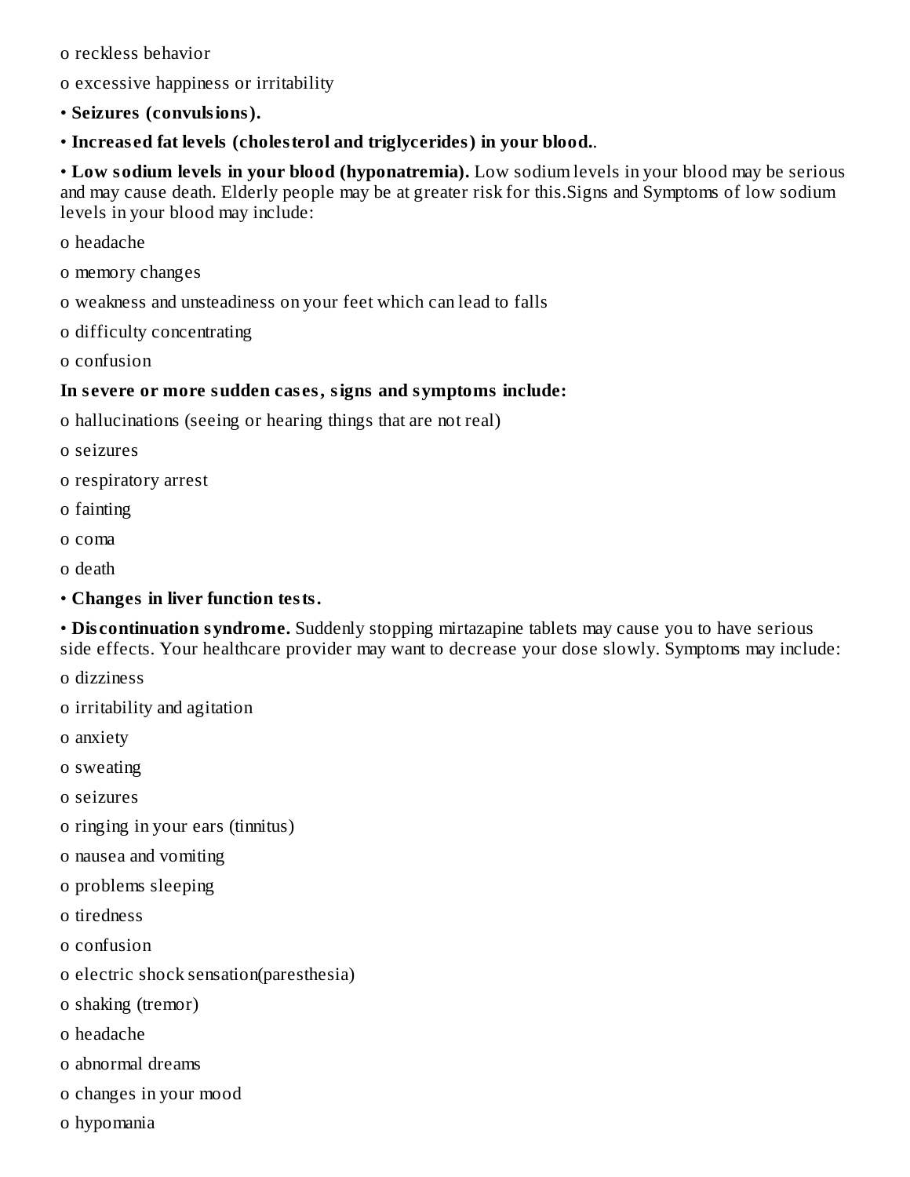- o reckless behavior
- o excessive happiness or irritability

- **Seizures (convulsions).**
- **Increased fat levels (cholesterol and triglycerides) in your blood.**.
- **Low sodium levels in your blood (hyponatremia).** Low sodium levels in your blood may be serious and may cause death. Elderly people may be at greater risk for this.Signs and Symptoms of low sodium levels in your blood may include:

- o headache
- o memory changes
- o weakness and unsteadiness on your feet which can lead to falls
- o difficulty concentrating
- o confusion

**In severe or more sudden cases, signs and symptoms include:**

- o hallucinations (seeing or hearing things that are not real)
- o seizures
- o respiratory arrest
- o fainting
- o coma
- o death

- **Changes in liver function tests.**
- **Discontinuation syndrome.** Suddenly stopping mirtazapine tablets may cause you to have serious side effects. Your healthcare provider may want to decrease your dose slowly. Symptoms may include:

- o dizziness
- o irritability and agitation
- o anxiety
- o sweating
- o seizures
- o ringing in your ears (tinnitus)
- o nausea and vomiting
- o problems sleeping
- o tiredness
- o confusion
- o electric shock sensation(paresthesia)
- o shaking (tremor)
- o headache
- o abnormal dreams
- o changes in your mood
- o hypomania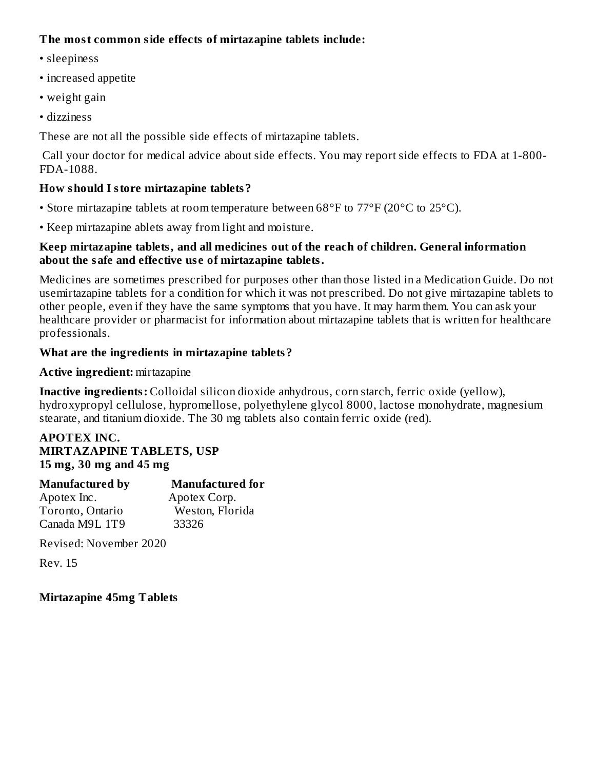**The most common side effects of mirtazapine tablets include:**

- sleepiness
- increased appetite
- weight gain
- dizziness

These are not all the possible side effects of mirtazapine tablets.

Call your doctor for medical advice about side effects. You may report side effects to FDA at 1-800-FDA-1088.

**How should I store mirtazapine tablets?**

- Store mirtazapine tablets at room temperature between 68°F to 77°F (20°C to 25°C).
- Keep mirtazapine ablets away from light and moisture.

**Keep mirtazapine tablets, and all medicines out of the reach of children. General information about the safe and effective use of mirtazapine tablets.**

Medicines are sometimes prescribed for purposes other than those listed in a Medication Guide. Do not usemirtazapine tablets for a condition for which it was not prescribed. Do not give mirtazapine tablets to other people, even if they have the same symptoms that you have. It may harm them. You can ask your healthcare provider or pharmacist for information about mirtazapine tablets that is written for healthcare professionals.

**What are the ingredients in mirtazapine tablets?**

**Active ingredient:** mirtazapine

**Inactive ingredients:** Colloidal silicon dioxide anhydrous, corn starch, ferric oxide (yellow), hydroxypropyl cellulose, hypromellose, polyethylene glycol 8000, lactose monohydrate, magnesium stearate, and titanium dioxide. The 30 mg tablets also contain ferric oxide (red).

**APOTEX INC.**
**MIRTAZAPINE TABLETS, USP**
**15 mg, 30 mg and 45 mg**

| **Manufactured by** | **Manufactured for** |
| --- | --- |
| Apotex Inc. | Apotex Corp. |
| Toronto, Ontario | Weston, Florida |
| Canada M9L 1T9 | 33326 |

Revised: November 2020

Rev. 15

**Mirtazapine 45mg Tablets**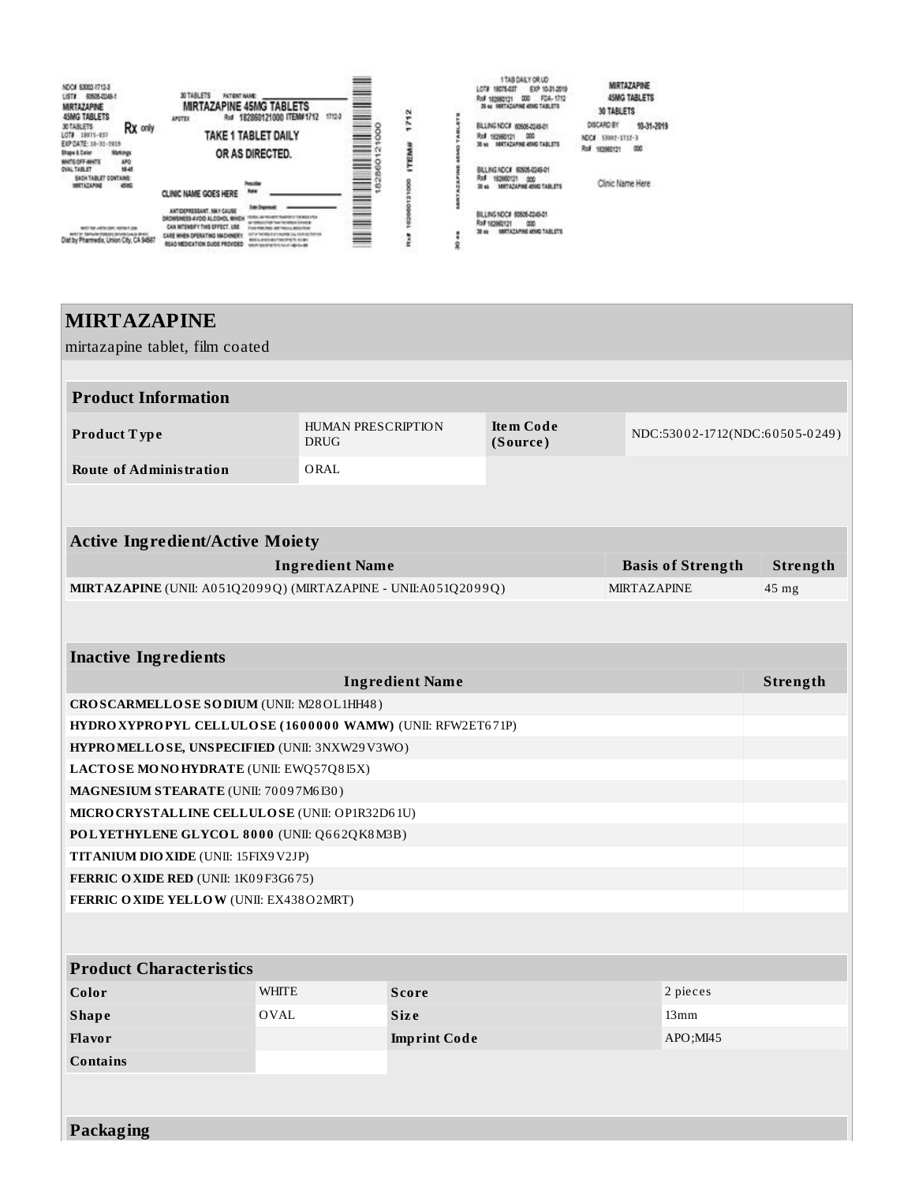NDC# 53002-1712-3
LIST# 60505-0249-1
MIRTAZAPINE
45MG TABLETS
30 TABLETS
Rx only
LOT# 18075-037
EXP DATE: 10-31-2019
Shape & Color: WHITE/OFF-WHITE OVAL TABLET
Markings: APO MI-45
EACH TABLET CONTAINS: MIRTAZAPINE 45MG

30 TABLETS PATIENT NAME:
MIRTAZAPINE 45MG TABLETS
APOTEX Rx# 182860121000 ITEM#1712 1712-3
TAKE 1 TABLET DAILY
OR AS DIRECTED.

CLINIC NAME GOES HERE

ANTIDEPRESSANT. MAY CAUSE DROWSINESS-AVOID ALCOHOL WHICH CAN INTENSIFY THIS EFFECT. USE CARE WHEN OPERATING MACHINERY. READ MEDICATION GUIDE PROVIDED

Dist by Pharmedix, Union City, CA 94587

1 TAB DAILY OR UD
LOT# 18075-037 EXP 10-31-2019
Rx# 182860121 000 FDA-1712
30 ea MIRTAZAPINE 45MG TABLETS

BILLING NDC# 60505-0249-01
Rx# 182860121 000
30 ea MIRTAZAPINE 45MG TABLETS

MIRTAZAPINE
45MG TABLETS
30 TABLETS
DISCARD BY 10-31-2019
NDC# 53002-1712-3
Rx# 182860121 000

Clinic Name Here

# MIRTAZAPINE

mirtazapine tablet, film coated

## Product Information

| Product Type | HUMAN PRESCRIPTION DRUG | Item Code (Source) | NDC:53002-1712(NDC:60505-0249) |
|---|---|---|---|
| Route of Administration | ORAL | | |

## Active Ingredient/Active Moiety

| Ingredient Name | Basis of Strength | Strength |
|---|---|---|
| **MIRTAZAPINE** (UNII: A051Q2099Q) (MIRTAZAPINE - UNII:A051Q2099Q) | MIRTAZAPINE | 45 mg |

## Inactive Ingredients

| Ingredient Name | Strength |
|---|---|
| **CROSCARMELLOSE SODIUM** (UNII: M28OL1HH48) | |
| **HYDROXYPROPYL CELLULOSE (1600000 WAMW)** (UNII: RFW2ET671P) | |
| **HYPROMELLOSE, UNSPECIFIED** (UNII: 3NXW29V3WO) | |
| **LACTOSE MONOHYDRATE** (UNII: EWQ57Q8I5X) | |
| **MAGNESIUM STEARATE** (UNII: 70097M6I30) | |
| **MICROCRYSTALLINE CELLULOSE** (UNII: OP1R32D61U) | |
| **POLYETHYLENE GLYCOL 8000** (UNII: Q662QK8M3B) | |
| **TITANIUM DIOXIDE** (UNII: 15FIX9V2JP) | |
| **FERRIC OXIDE RED** (UNII: 1K09F3G675) | |
| **FERRIC OXIDE YELLOW** (UNII: EX438O2MRT) | |

## Product Characteristics

| Color | WHITE | Score | 2 pieces |
|---|---|---|---|
| Shape | OVAL | Size | 13mm |
| Flavor | | Imprint Code | APO;MI45 |
| Contains | | | |

## Packaging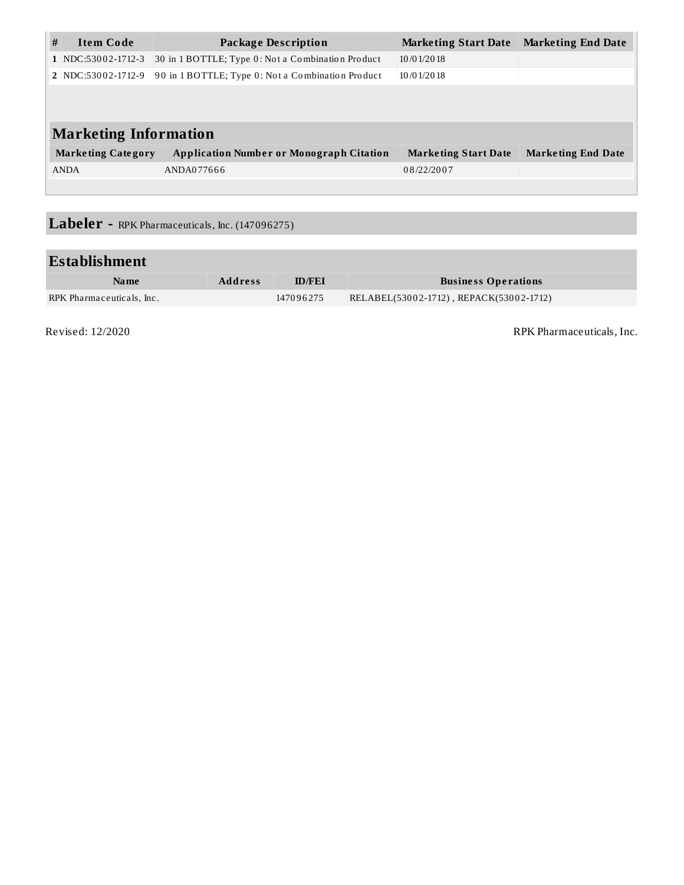| # | Item Code | Package Description | Marketing Start Date | Marketing End Date |
| --- | --- | --- | --- | --- |
| 1 | NDC:53002-1712-3 | 30 in 1 BOTTLE; Type 0: Not a Combination Product | 10/01/2018 | |
| 2 | NDC:53002-1712-9 | 90 in 1 BOTTLE; Type 0: Not a Combination Product | 10/01/2018 | |

## Marketing Information

| Marketing Category | Application Number or Monograph Citation | Marketing Start Date | Marketing End Date |
| --- | --- | --- | --- |
| ANDA | ANDA077666 | 08/22/2007 | |

## Labeler - RPK Pharmaceuticals, Inc. (147096275)

## Establishment

| Name | Address | ID/FEI | Business Operations |
| --- | --- | --- | --- |
| RPK Pharmaceuticals, Inc. | | 147096275 | RELABEL(53002-1712) , REPACK(53002-1712) |

Revised: 12/2020

RPK Pharmaceuticals, Inc.